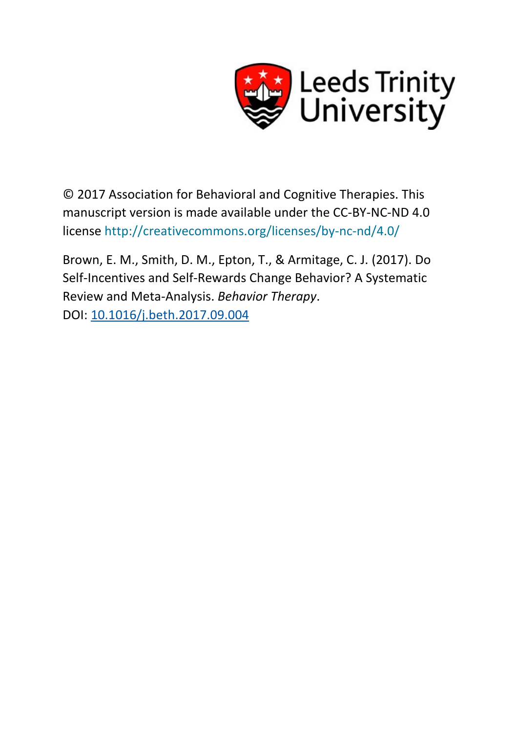Leeds Trinity University

© 2017 Association for Behavioral and Cognitive Therapies. This manuscript version is made available under the CC-BY-NC-ND 4.0 license http://creativecommons.org/licenses/by-nc-nd/4.0/

Brown, E. M., Smith, D. M., Epton, T., & Armitage, C. J. (2017). Do Self-Incentives and Self-Rewards Change Behavior? A Systematic Review and Meta-Analysis. *Behavior Therapy*.
DOI: 10.1016/j.beth.2017.09.004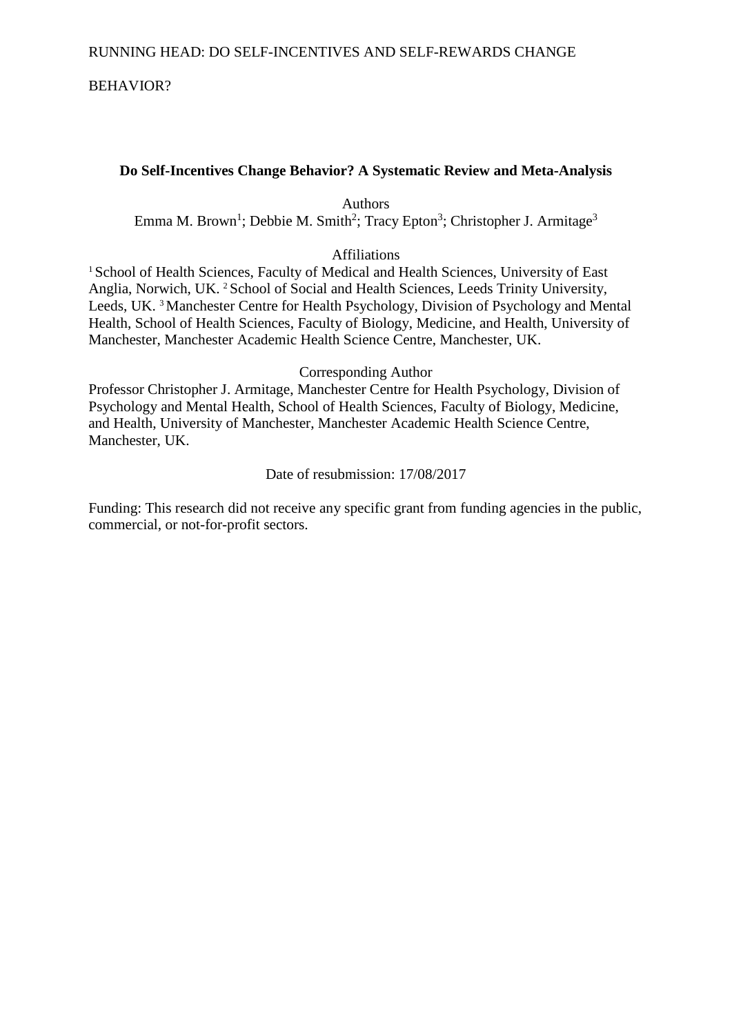RUNNING HEAD: DO SELF-INCENTIVES AND SELF-REWARDS CHANGE BEHAVIOR?

**Do Self-Incentives Change Behavior? A Systematic Review and Meta-Analysis**

Authors

Emma M. Brown[1]; Debbie M. Smith[2]; Tracy Epton[3]; Christopher J. Armitage[3]

Affiliations

[1] School of Health Sciences, Faculty of Medical and Health Sciences, University of East Anglia, Norwich, UK. [2] School of Social and Health Sciences, Leeds Trinity University, Leeds, UK. [3] Manchester Centre for Health Psychology, Division of Psychology and Mental Health, School of Health Sciences, Faculty of Biology, Medicine, and Health, University of Manchester, Manchester Academic Health Science Centre, Manchester, UK.

Corresponding Author

Professor Christopher J. Armitage, Manchester Centre for Health Psychology, Division of Psychology and Mental Health, School of Health Sciences, Faculty of Biology, Medicine, and Health, University of Manchester, Manchester Academic Health Science Centre, Manchester, UK.

Date of resubmission: 17/08/2017

Funding: This research did not receive any specific grant from funding agencies in the public, commercial, or not-for-profit sectors.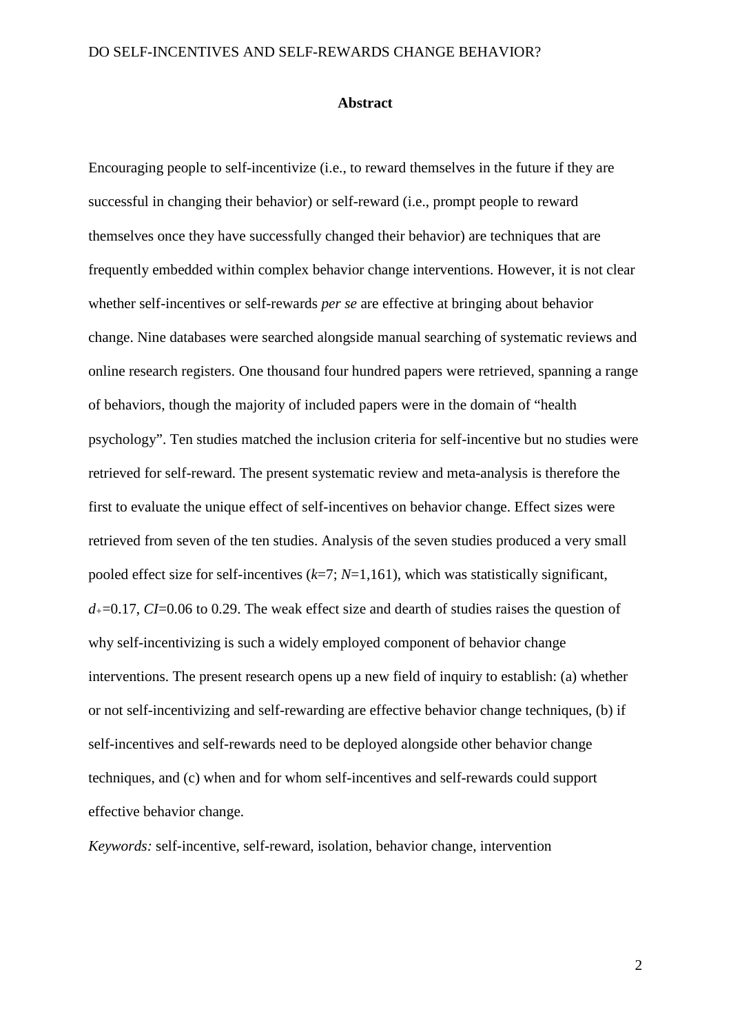## Abstract

Encouraging people to self-incentivize (i.e., to reward themselves in the future if they are successful in changing their behavior) or self-reward (i.e., prompt people to reward themselves once they have successfully changed their behavior) are techniques that are frequently embedded within complex behavior change interventions. However, it is not clear whether self-incentives or self-rewards *per se* are effective at bringing about behavior change. Nine databases were searched alongside manual searching of systematic reviews and online research registers. One thousand four hundred papers were retrieved, spanning a range of behaviors, though the majority of included papers were in the domain of "health psychology". Ten studies matched the inclusion criteria for self-incentive but no studies were retrieved for self-reward. The present systematic review and meta-analysis is therefore the first to evaluate the unique effect of self-incentives on behavior change. Effect sizes were retrieved from seven of the ten studies. Analysis of the seven studies produced a very small pooled effect size for self-incentives ($k$=7; $N$=1,161), which was statistically significant, $d_{+}$=0.17, $CI$=0.06 to 0.29. The weak effect size and dearth of studies raises the question of why self-incentivizing is such a widely employed component of behavior change interventions. The present research opens up a new field of inquiry to establish: (a) whether or not self-incentivizing and self-rewarding are effective behavior change techniques, (b) if self-incentives and self-rewards need to be deployed alongside other behavior change techniques, and (c) when and for whom self-incentives and self-rewards could support effective behavior change.

*Keywords:* self-incentive, self-reward, isolation, behavior change, intervention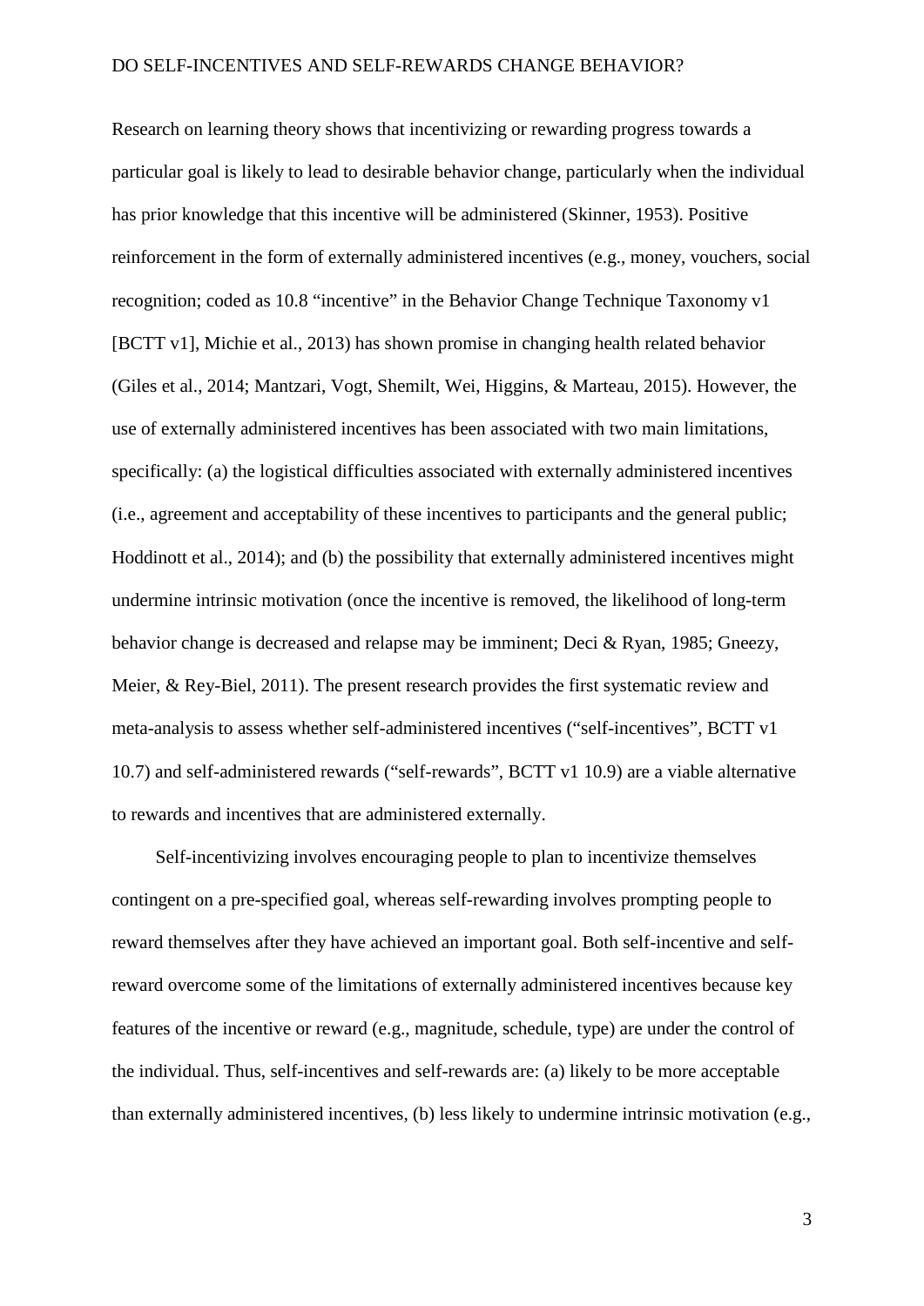Research on learning theory shows that incentivizing or rewarding progress towards a particular goal is likely to lead to desirable behavior change, particularly when the individual has prior knowledge that this incentive will be administered (Skinner, 1953). Positive reinforcement in the form of externally administered incentives (e.g., money, vouchers, social recognition; coded as 10.8 "incentive" in the Behavior Change Technique Taxonomy v1 [BCTT v1], Michie et al., 2013) has shown promise in changing health related behavior (Giles et al., 2014; Mantzari, Vogt, Shemilt, Wei, Higgins, & Marteau, 2015). However, the use of externally administered incentives has been associated with two main limitations, specifically: (a) the logistical difficulties associated with externally administered incentives (i.e., agreement and acceptability of these incentives to participants and the general public; Hoddinott et al., 2014); and (b) the possibility that externally administered incentives might undermine intrinsic motivation (once the incentive is removed, the likelihood of long-term behavior change is decreased and relapse may be imminent; Deci & Ryan, 1985; Gneezy, Meier, & Rey-Biel, 2011). The present research provides the first systematic review and meta-analysis to assess whether self-administered incentives ("self-incentives", BCTT v1 10.7) and self-administered rewards ("self-rewards", BCTT v1 10.9) are a viable alternative to rewards and incentives that are administered externally.

Self-incentivizing involves encouraging people to plan to incentivize themselves contingent on a pre-specified goal, whereas self-rewarding involves prompting people to reward themselves after they have achieved an important goal. Both self-incentive and self-reward overcome some of the limitations of externally administered incentives because key features of the incentive or reward (e.g., magnitude, schedule, type) are under the control of the individual. Thus, self-incentives and self-rewards are: (a) likely to be more acceptable than externally administered incentives, (b) less likely to undermine intrinsic motivation (e.g.,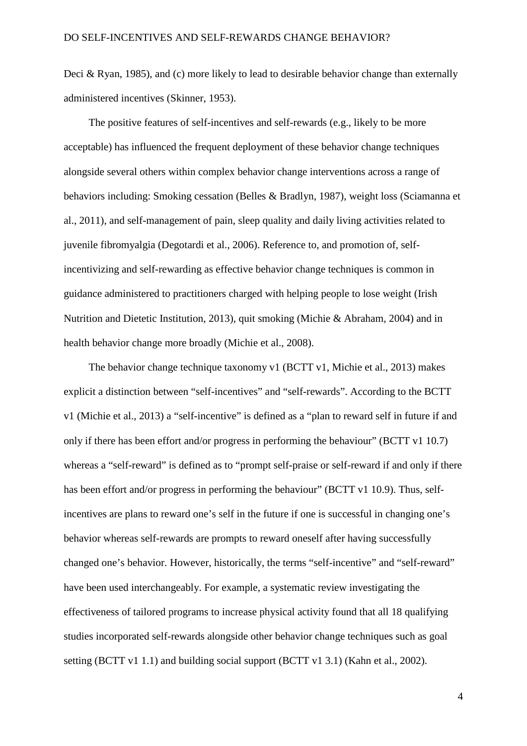Deci & Ryan, 1985), and (c) more likely to lead to desirable behavior change than externally administered incentives (Skinner, 1953).

The positive features of self-incentives and self-rewards (e.g., likely to be more acceptable) has influenced the frequent deployment of these behavior change techniques alongside several others within complex behavior change interventions across a range of behaviors including: Smoking cessation (Belles & Bradlyn, 1987), weight loss (Sciamanna et al., 2011), and self-management of pain, sleep quality and daily living activities related to juvenile fibromyalgia (Degotardi et al., 2006). Reference to, and promotion of, self-incentivizing and self-rewarding as effective behavior change techniques is common in guidance administered to practitioners charged with helping people to lose weight (Irish Nutrition and Dietetic Institution, 2013), quit smoking (Michie & Abraham, 2004) and in health behavior change more broadly (Michie et al., 2008).

The behavior change technique taxonomy v1 (BCTT v1, Michie et al., 2013) makes explicit a distinction between "self-incentives" and "self-rewards". According to the BCTT v1 (Michie et al., 2013) a "self-incentive" is defined as a "plan to reward self in future if and only if there has been effort and/or progress in performing the behaviour" (BCTT v1 10.7) whereas a "self-reward" is defined as to "prompt self-praise or self-reward if and only if there has been effort and/or progress in performing the behaviour" (BCTT v1 10.9). Thus, self-incentives are plans to reward one's self in the future if one is successful in changing one's behavior whereas self-rewards are prompts to reward oneself after having successfully changed one's behavior. However, historically, the terms "self-incentive" and "self-reward" have been used interchangeably. For example, a systematic review investigating the effectiveness of tailored programs to increase physical activity found that all 18 qualifying studies incorporated self-rewards alongside other behavior change techniques such as goal setting (BCTT v1 1.1) and building social support (BCTT v1 3.1) (Kahn et al., 2002).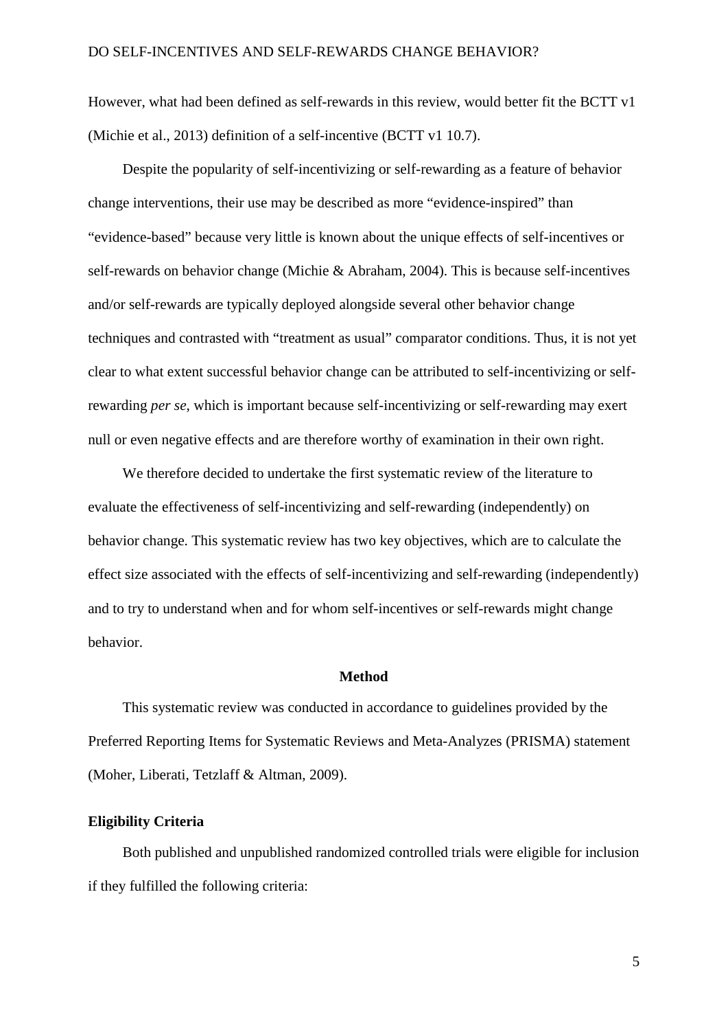However, what had been defined as self-rewards in this review, would better fit the BCTT v1 (Michie et al., 2013) definition of a self-incentive (BCTT v1 10.7).

Despite the popularity of self-incentivizing or self-rewarding as a feature of behavior change interventions, their use may be described as more "evidence-inspired" than "evidence-based" because very little is known about the unique effects of self-incentives or self-rewards on behavior change (Michie & Abraham, 2004). This is because self-incentives and/or self-rewards are typically deployed alongside several other behavior change techniques and contrasted with "treatment as usual" comparator conditions. Thus, it is not yet clear to what extent successful behavior change can be attributed to self-incentivizing or self-rewarding *per se*, which is important because self-incentivizing or self-rewarding may exert null or even negative effects and are therefore worthy of examination in their own right.

We therefore decided to undertake the first systematic review of the literature to evaluate the effectiveness of self-incentivizing and self-rewarding (independently) on behavior change. This systematic review has two key objectives, which are to calculate the effect size associated with the effects of self-incentivizing and self-rewarding (independently) and to try to understand when and for whom self-incentives or self-rewards might change behavior.

## Method

This systematic review was conducted in accordance to guidelines provided by the Preferred Reporting Items for Systematic Reviews and Meta-Analyzes (PRISMA) statement (Moher, Liberati, Tetzlaff & Altman, 2009).

### Eligibility Criteria

Both published and unpublished randomized controlled trials were eligible for inclusion if they fulfilled the following criteria: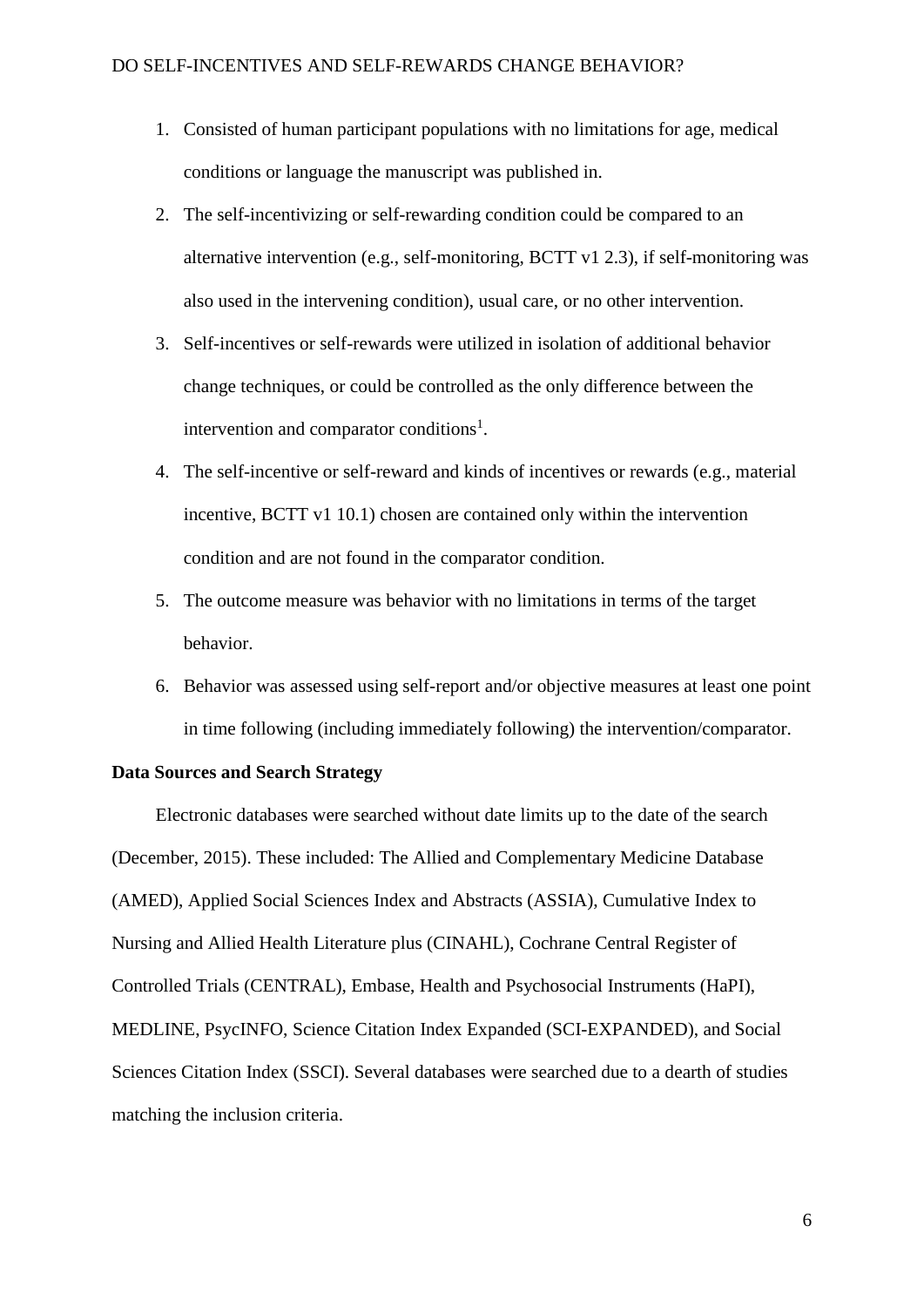1. Consisted of human participant populations with no limitations for age, medical conditions or language the manuscript was published in.
2. The self-incentivizing or self-rewarding condition could be compared to an alternative intervention (e.g., self-monitoring, BCTT v1 2.3), if self-monitoring was also used in the intervening condition), usual care, or no other intervention.
3. Self-incentives or self-rewards were utilized in isolation of additional behavior change techniques, or could be controlled as the only difference between the intervention and comparator conditions[1].
4. The self-incentive or self-reward and kinds of incentives or rewards (e.g., material incentive, BCTT v1 10.1) chosen are contained only within the intervention condition and are not found in the comparator condition.
5. The outcome measure was behavior with no limitations in terms of the target behavior.
6. Behavior was assessed using self-report and/or objective measures at least one point in time following (including immediately following) the intervention/comparator.

**Data Sources and Search Strategy**

Electronic databases were searched without date limits up to the date of the search (December, 2015). These included: The Allied and Complementary Medicine Database (AMED), Applied Social Sciences Index and Abstracts (ASSIA), Cumulative Index to Nursing and Allied Health Literature plus (CINAHL), Cochrane Central Register of Controlled Trials (CENTRAL), Embase, Health and Psychosocial Instruments (HaPI), MEDLINE, PsycINFO, Science Citation Index Expanded (SCI-EXPANDED), and Social Sciences Citation Index (SSCI). Several databases were searched due to a dearth of studies matching the inclusion criteria.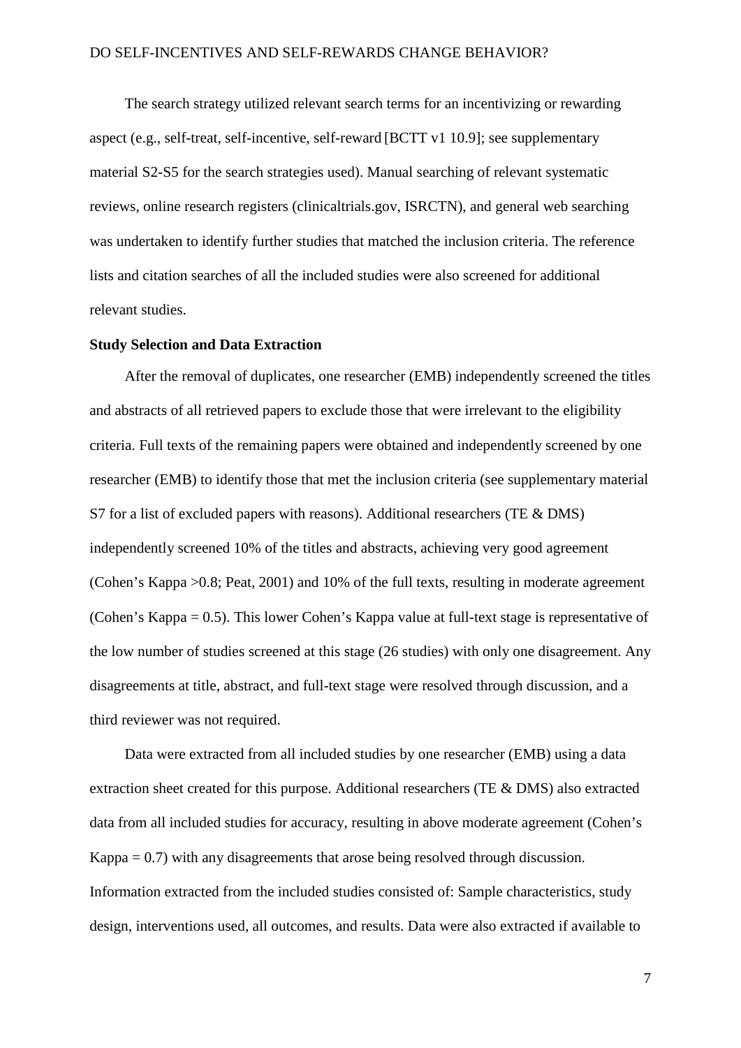The search strategy utilized relevant search terms for an incentivizing or rewarding aspect (e.g., self-treat, self-incentive, self-reward [BCTT v1 10.9]; see supplementary material S2-S5 for the search strategies used). Manual searching of relevant systematic reviews, online research registers (clinicaltrials.gov, ISRCTN), and general web searching was undertaken to identify further studies that matched the inclusion criteria. The reference lists and citation searches of all the included studies were also screened for additional relevant studies.

**Study Selection and Data Extraction**

After the removal of duplicates, one researcher (EMB) independently screened the titles and abstracts of all retrieved papers to exclude those that were irrelevant to the eligibility criteria. Full texts of the remaining papers were obtained and independently screened by one researcher (EMB) to identify those that met the inclusion criteria (see supplementary material S7 for a list of excluded papers with reasons). Additional researchers (TE & DMS) independently screened 10% of the titles and abstracts, achieving very good agreement (Cohen's Kappa >0.8; Peat, 2001) and 10% of the full texts, resulting in moderate agreement (Cohen's Kappa = 0.5). This lower Cohen's Kappa value at full-text stage is representative of the low number of studies screened at this stage (26 studies) with only one disagreement. Any disagreements at title, abstract, and full-text stage were resolved through discussion, and a third reviewer was not required.

Data were extracted from all included studies by one researcher (EMB) using a data extraction sheet created for this purpose. Additional researchers (TE & DMS) also extracted data from all included studies for accuracy, resulting in above moderate agreement (Cohen's Kappa = 0.7) with any disagreements that arose being resolved through discussion. Information extracted from the included studies consisted of: Sample characteristics, study design, interventions used, all outcomes, and results. Data were also extracted if available to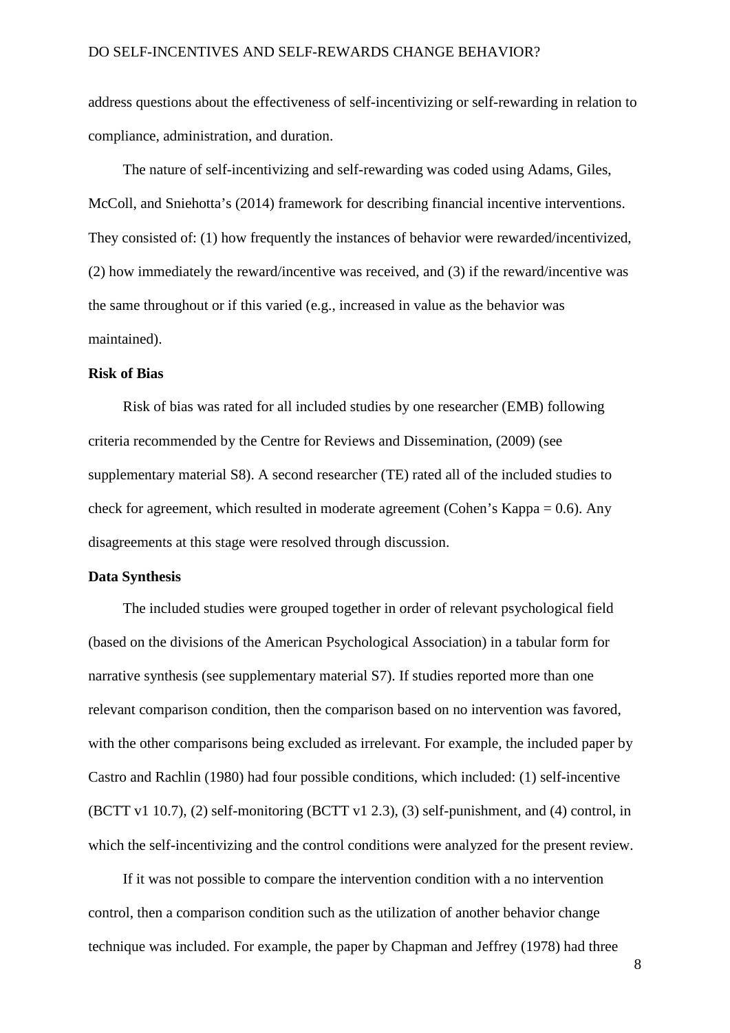address questions about the effectiveness of self-incentivizing or self-rewarding in relation to compliance, administration, and duration.

The nature of self-incentivizing and self-rewarding was coded using Adams, Giles, McColl, and Sniehotta's (2014) framework for describing financial incentive interventions. They consisted of: (1) how frequently the instances of behavior were rewarded/incentivized, (2) how immediately the reward/incentive was received, and (3) if the reward/incentive was the same throughout or if this varied (e.g., increased in value as the behavior was maintained).

**Risk of Bias**

Risk of bias was rated for all included studies by one researcher (EMB) following criteria recommended by the Centre for Reviews and Dissemination, (2009) (see supplementary material S8). A second researcher (TE) rated all of the included studies to check for agreement, which resulted in moderate agreement (Cohen's Kappa = 0.6). Any disagreements at this stage were resolved through discussion.

**Data Synthesis**

The included studies were grouped together in order of relevant psychological field (based on the divisions of the American Psychological Association) in a tabular form for narrative synthesis (see supplementary material S7). If studies reported more than one relevant comparison condition, then the comparison based on no intervention was favored, with the other comparisons being excluded as irrelevant. For example, the included paper by Castro and Rachlin (1980) had four possible conditions, which included: (1) self-incentive (BCTT v1 10.7), (2) self-monitoring (BCTT v1 2.3), (3) self-punishment, and (4) control, in which the self-incentivizing and the control conditions were analyzed for the present review.

If it was not possible to compare the intervention condition with a no intervention control, then a comparison condition such as the utilization of another behavior change technique was included. For example, the paper by Chapman and Jeffrey (1978) had three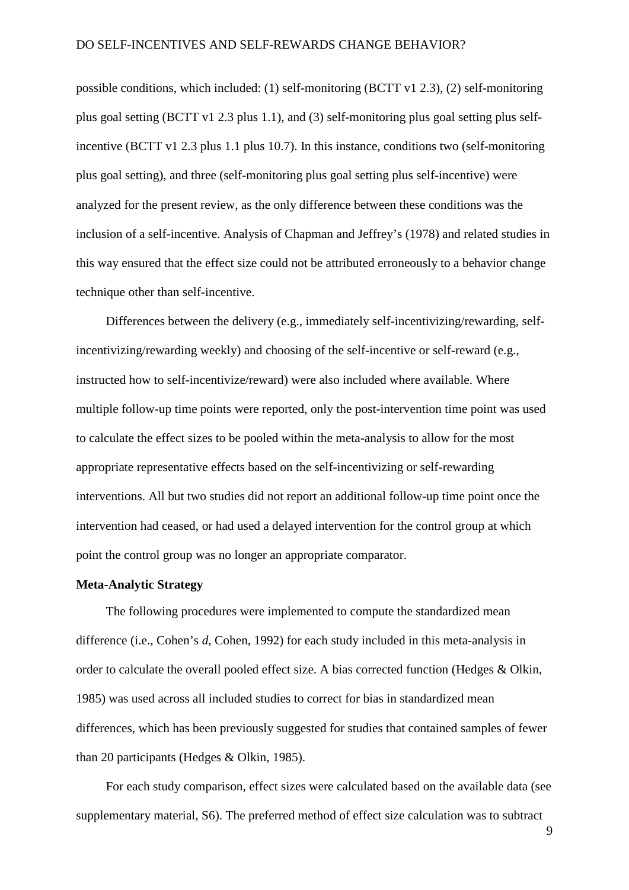possible conditions, which included: (1) self-monitoring (BCTT v1 2.3), (2) self-monitoring plus goal setting (BCTT v1 2.3 plus 1.1), and (3) self-monitoring plus goal setting plus self-incentive (BCTT v1 2.3 plus 1.1 plus 10.7). In this instance, conditions two (self-monitoring plus goal setting), and three (self-monitoring plus goal setting plus self-incentive) were analyzed for the present review, as the only difference between these conditions was the inclusion of a self-incentive. Analysis of Chapman and Jeffrey's (1978) and related studies in this way ensured that the effect size could not be attributed erroneously to a behavior change technique other than self-incentive.

Differences between the delivery (e.g., immediately self-incentivizing/rewarding, self-incentivizing/rewarding weekly) and choosing of the self-incentive or self-reward (e.g., instructed how to self-incentivize/reward) were also included where available. Where multiple follow-up time points were reported, only the post-intervention time point was used to calculate the effect sizes to be pooled within the meta-analysis to allow for the most appropriate representative effects based on the self-incentivizing or self-rewarding interventions. All but two studies did not report an additional follow-up time point once the intervention had ceased, or had used a delayed intervention for the control group at which point the control group was no longer an appropriate comparator.

**Meta-Analytic Strategy**

The following procedures were implemented to compute the standardized mean difference (i.e., Cohen's *d*, Cohen, 1992) for each study included in this meta-analysis in order to calculate the overall pooled effect size. A bias corrected function (Hedges & Olkin, 1985) was used across all included studies to correct for bias in standardized mean differences, which has been previously suggested for studies that contained samples of fewer than 20 participants (Hedges & Olkin, 1985).

For each study comparison, effect sizes were calculated based on the available data (see supplementary material, S6). The preferred method of effect size calculation was to subtract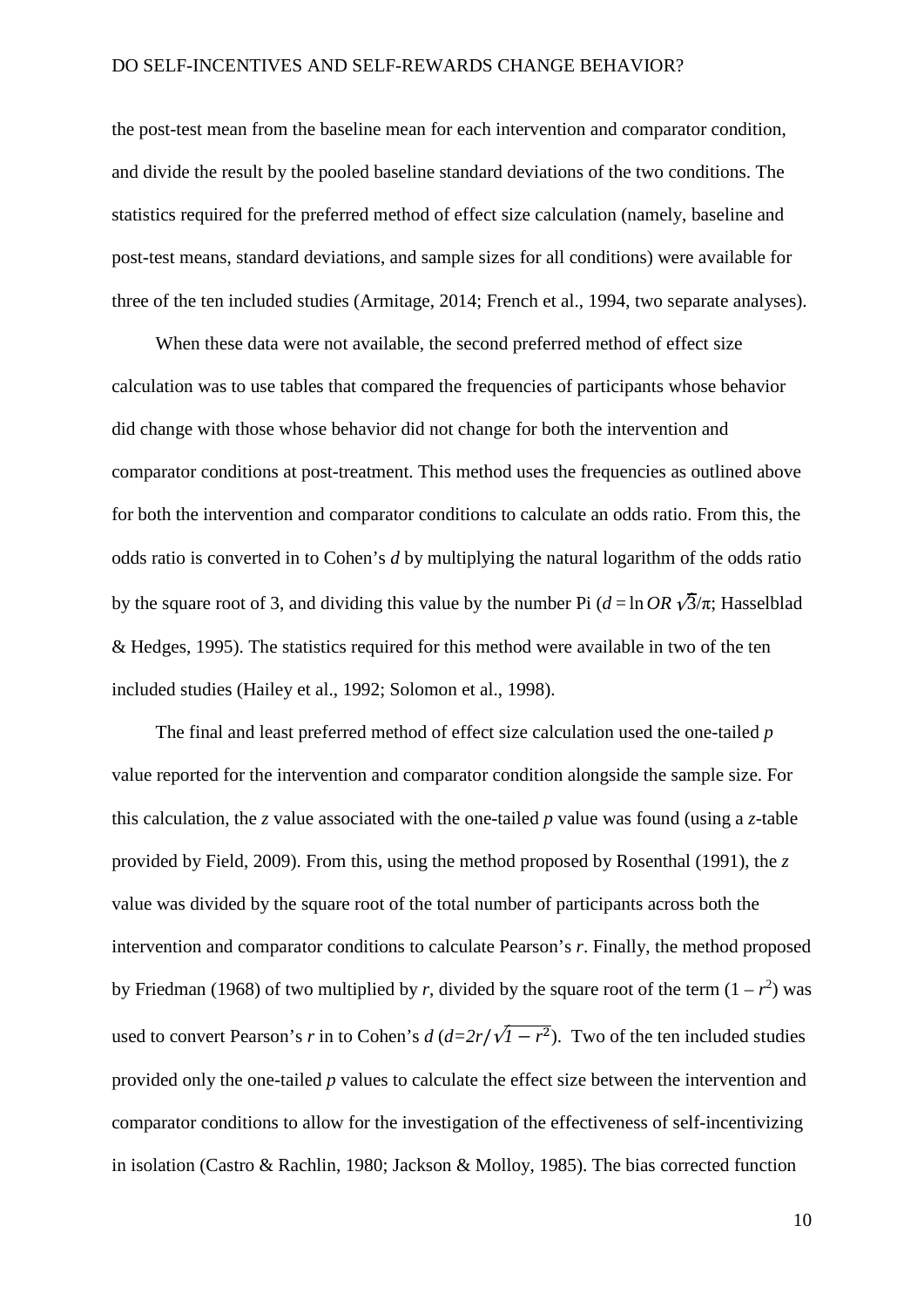the post-test mean from the baseline mean for each intervention and comparator condition, and divide the result by the pooled baseline standard deviations of the two conditions. The statistics required for the preferred method of effect size calculation (namely, baseline and post-test means, standard deviations, and sample sizes for all conditions) were available for three of the ten included studies (Armitage, 2014; French et al., 1994, two separate analyses).

When these data were not available, the second preferred method of effect size calculation was to use tables that compared the frequencies of participants whose behavior did change with those whose behavior did not change for both the intervention and comparator conditions at post-treatment. This method uses the frequencies as outlined above for both the intervention and comparator conditions to calculate an odds ratio. From this, the odds ratio is converted in to Cohen's *d* by multiplying the natural logarithm of the odds ratio by the square root of 3, and dividing this value by the number Pi ($d = \ln OR\sqrt{3}/\pi$; Hasselblad & Hedges, 1995). The statistics required for this method were available in two of the ten included studies (Hailey et al., 1992; Solomon et al., 1998).

The final and least preferred method of effect size calculation used the one-tailed *p* value reported for the intervention and comparator condition alongside the sample size. For this calculation, the *z* value associated with the one-tailed *p* value was found (using a *z*-table provided by Field, 2009). From this, using the method proposed by Rosenthal (1991), the *z* value was divided by the square root of the total number of participants across both the intervention and comparator conditions to calculate Pearson's *r*. Finally, the method proposed by Friedman (1968) of two multiplied by *r*, divided by the square root of the term ($1 - r^2$) was used to convert Pearson's *r* in to Cohen's *d* ($d=2r/\sqrt{1-r^2}$). Two of the ten included studies provided only the one-tailed *p* values to calculate the effect size between the intervention and comparator conditions to allow for the investigation of the effectiveness of self-incentivizing in isolation (Castro & Rachlin, 1980; Jackson & Molloy, 1985). The bias corrected function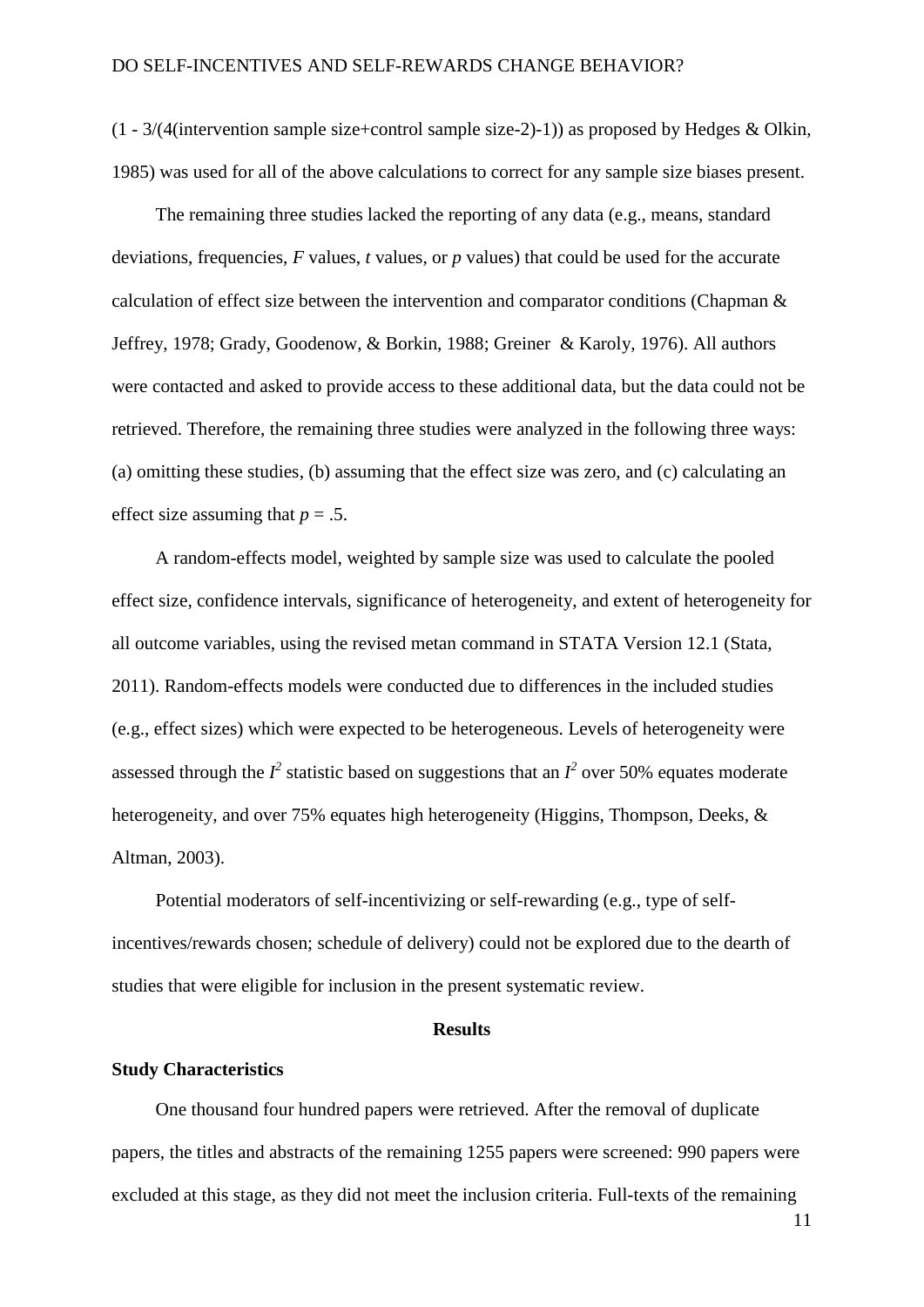(1 - 3/(4(intervention sample size+control sample size-2)-1)) as proposed by Hedges & Olkin, 1985) was used for all of the above calculations to correct for any sample size biases present.

The remaining three studies lacked the reporting of any data (e.g., means, standard deviations, frequencies, *F* values, *t* values, or *p* values) that could be used for the accurate calculation of effect size between the intervention and comparator conditions (Chapman & Jeffrey, 1978; Grady, Goodenow, & Borkin, 1988; Greiner & Karoly, 1976). All authors were contacted and asked to provide access to these additional data, but the data could not be retrieved. Therefore, the remaining three studies were analyzed in the following three ways: (a) omitting these studies, (b) assuming that the effect size was zero, and (c) calculating an effect size assuming that $p = .5$.

A random-effects model, weighted by sample size was used to calculate the pooled effect size, confidence intervals, significance of heterogeneity, and extent of heterogeneity for all outcome variables, using the revised metan command in STATA Version 12.1 (Stata, 2011). Random-effects models were conducted due to differences in the included studies (e.g., effect sizes) which were expected to be heterogeneous. Levels of heterogeneity were assessed through the $I^2$ statistic based on suggestions that an $I^2$ over 50% equates moderate heterogeneity, and over 75% equates high heterogeneity (Higgins, Thompson, Deeks, & Altman, 2003).

Potential moderators of self-incentivizing or self-rewarding (e.g., type of self-incentives/rewards chosen; schedule of delivery) could not be explored due to the dearth of studies that were eligible for inclusion in the present systematic review.

# Results

## Study Characteristics

One thousand four hundred papers were retrieved. After the removal of duplicate papers, the titles and abstracts of the remaining 1255 papers were screened: 990 papers were excluded at this stage, as they did not meet the inclusion criteria. Full-texts of the remaining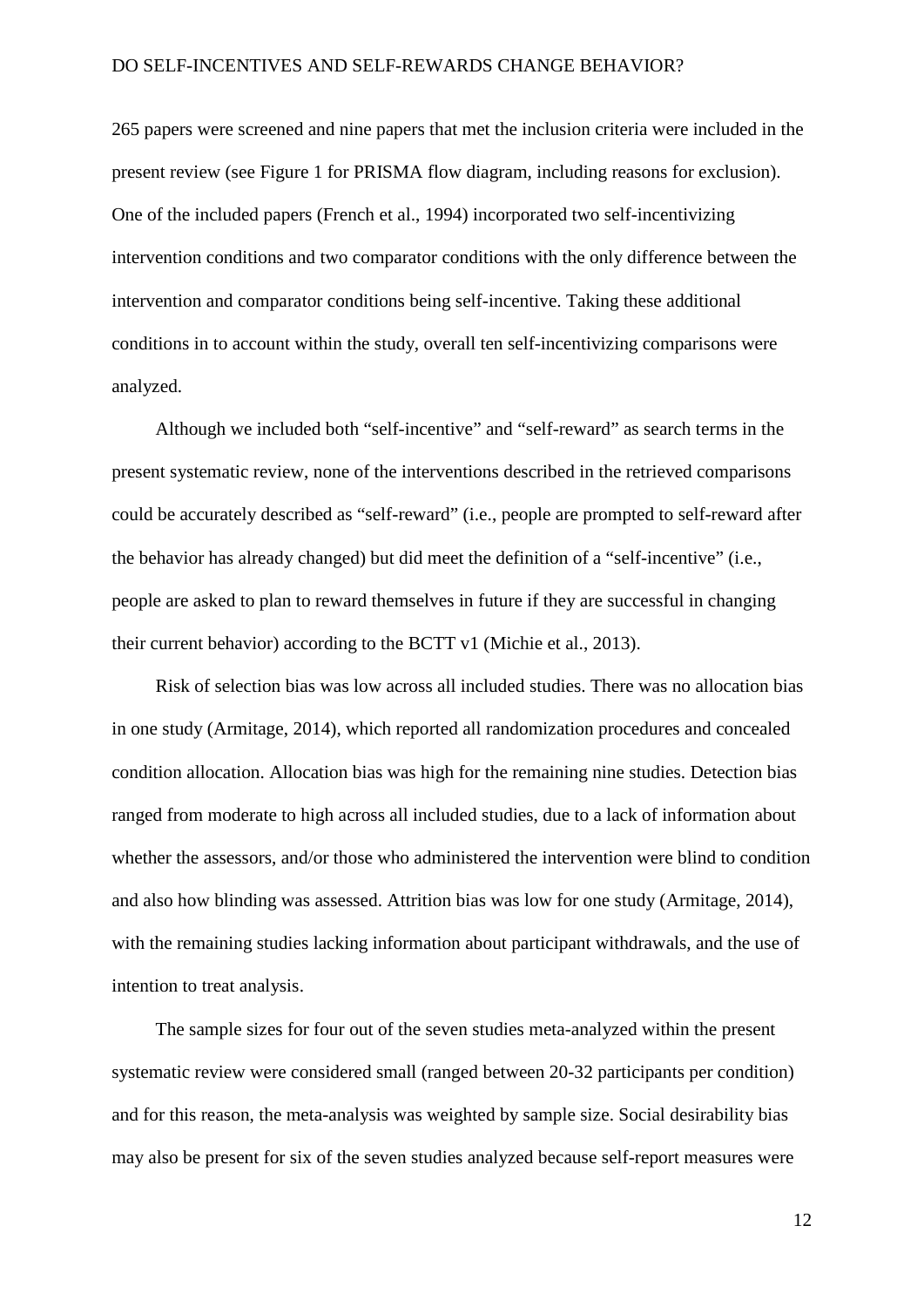265 papers were screened and nine papers that met the inclusion criteria were included in the present review (see Figure 1 for PRISMA flow diagram, including reasons for exclusion). One of the included papers (French et al., 1994) incorporated two self-incentivizing intervention conditions and two comparator conditions with the only difference between the intervention and comparator conditions being self-incentive. Taking these additional conditions in to account within the study, overall ten self-incentivizing comparisons were analyzed.

Although we included both "self-incentive" and "self-reward" as search terms in the present systematic review, none of the interventions described in the retrieved comparisons could be accurately described as "self-reward" (i.e., people are prompted to self-reward after the behavior has already changed) but did meet the definition of a "self-incentive" (i.e., people are asked to plan to reward themselves in future if they are successful in changing their current behavior) according to the BCTT v1 (Michie et al., 2013).

Risk of selection bias was low across all included studies. There was no allocation bias in one study (Armitage, 2014), which reported all randomization procedures and concealed condition allocation. Allocation bias was high for the remaining nine studies. Detection bias ranged from moderate to high across all included studies, due to a lack of information about whether the assessors, and/or those who administered the intervention were blind to condition and also how blinding was assessed. Attrition bias was low for one study (Armitage, 2014), with the remaining studies lacking information about participant withdrawals, and the use of intention to treat analysis.

The sample sizes for four out of the seven studies meta-analyzed within the present systematic review were considered small (ranged between 20-32 participants per condition) and for this reason, the meta-analysis was weighted by sample size. Social desirability bias may also be present for six of the seven studies analyzed because self-report measures were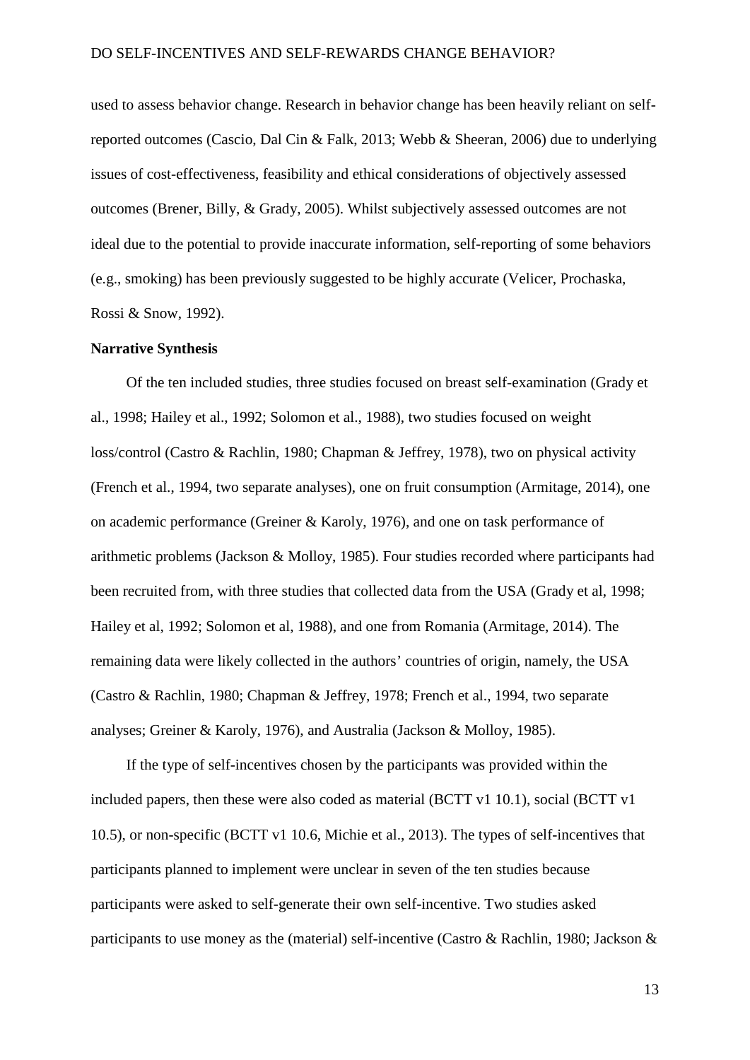used to assess behavior change. Research in behavior change has been heavily reliant on self-reported outcomes (Cascio, Dal Cin & Falk, 2013; Webb & Sheeran, 2006) due to underlying issues of cost-effectiveness, feasibility and ethical considerations of objectively assessed outcomes (Brener, Billy, & Grady, 2005). Whilst subjectively assessed outcomes are not ideal due to the potential to provide inaccurate information, self-reporting of some behaviors (e.g., smoking) has been previously suggested to be highly accurate (Velicer, Prochaska, Rossi & Snow, 1992).

**Narrative Synthesis**

Of the ten included studies, three studies focused on breast self-examination (Grady et al., 1998; Hailey et al., 1992; Solomon et al., 1988), two studies focused on weight loss/control (Castro & Rachlin, 1980; Chapman & Jeffrey, 1978), two on physical activity (French et al., 1994, two separate analyses), one on fruit consumption (Armitage, 2014), one on academic performance (Greiner & Karoly, 1976), and one on task performance of arithmetic problems (Jackson & Molloy, 1985). Four studies recorded where participants had been recruited from, with three studies that collected data from the USA (Grady et al, 1998; Hailey et al, 1992; Solomon et al, 1988), and one from Romania (Armitage, 2014). The remaining data were likely collected in the authors' countries of origin, namely, the USA (Castro & Rachlin, 1980; Chapman & Jeffrey, 1978; French et al., 1994, two separate analyses; Greiner & Karoly, 1976), and Australia (Jackson & Molloy, 1985).

If the type of self-incentives chosen by the participants was provided within the included papers, then these were also coded as material (BCTT v1 10.1), social (BCTT v1 10.5), or non-specific (BCTT v1 10.6, Michie et al., 2013). The types of self-incentives that participants planned to implement were unclear in seven of the ten studies because participants were asked to self-generate their own self-incentive. Two studies asked participants to use money as the (material) self-incentive (Castro & Rachlin, 1980; Jackson &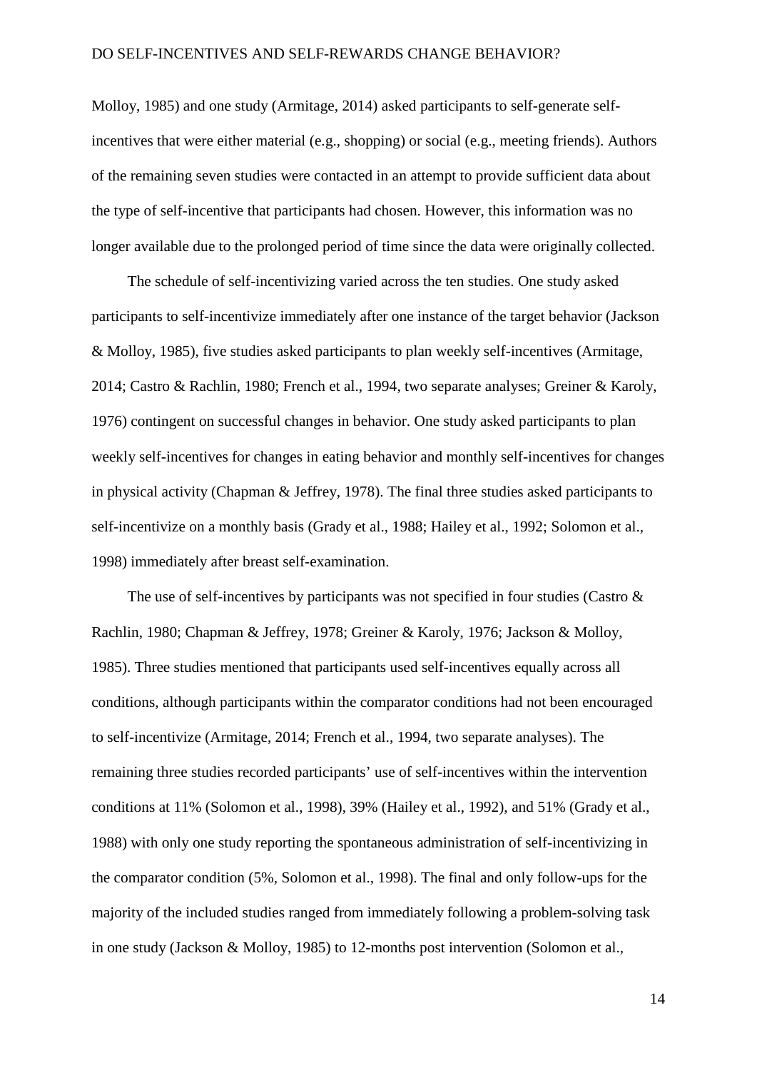Molloy, 1985) and one study (Armitage, 2014) asked participants to self-generate self-incentives that were either material (e.g., shopping) or social (e.g., meeting friends). Authors of the remaining seven studies were contacted in an attempt to provide sufficient data about the type of self-incentive that participants had chosen. However, this information was no longer available due to the prolonged period of time since the data were originally collected.

The schedule of self-incentivizing varied across the ten studies. One study asked participants to self-incentivize immediately after one instance of the target behavior (Jackson & Molloy, 1985), five studies asked participants to plan weekly self-incentives (Armitage, 2014; Castro & Rachlin, 1980; French et al., 1994, two separate analyses; Greiner & Karoly, 1976) contingent on successful changes in behavior. One study asked participants to plan weekly self-incentives for changes in eating behavior and monthly self-incentives for changes in physical activity (Chapman & Jeffrey, 1978). The final three studies asked participants to self-incentivize on a monthly basis (Grady et al., 1988; Hailey et al., 1992; Solomon et al., 1998) immediately after breast self-examination.

The use of self-incentives by participants was not specified in four studies (Castro & Rachlin, 1980; Chapman & Jeffrey, 1978; Greiner & Karoly, 1976; Jackson & Molloy, 1985). Three studies mentioned that participants used self-incentives equally across all conditions, although participants within the comparator conditions had not been encouraged to self-incentivize (Armitage, 2014; French et al., 1994, two separate analyses). The remaining three studies recorded participants' use of self-incentives within the intervention conditions at 11% (Solomon et al., 1998), 39% (Hailey et al., 1992), and 51% (Grady et al., 1988) with only one study reporting the spontaneous administration of self-incentivizing in the comparator condition (5%, Solomon et al., 1998). The final and only follow-ups for the majority of the included studies ranged from immediately following a problem-solving task in one study (Jackson & Molloy, 1985) to 12-months post intervention (Solomon et al.,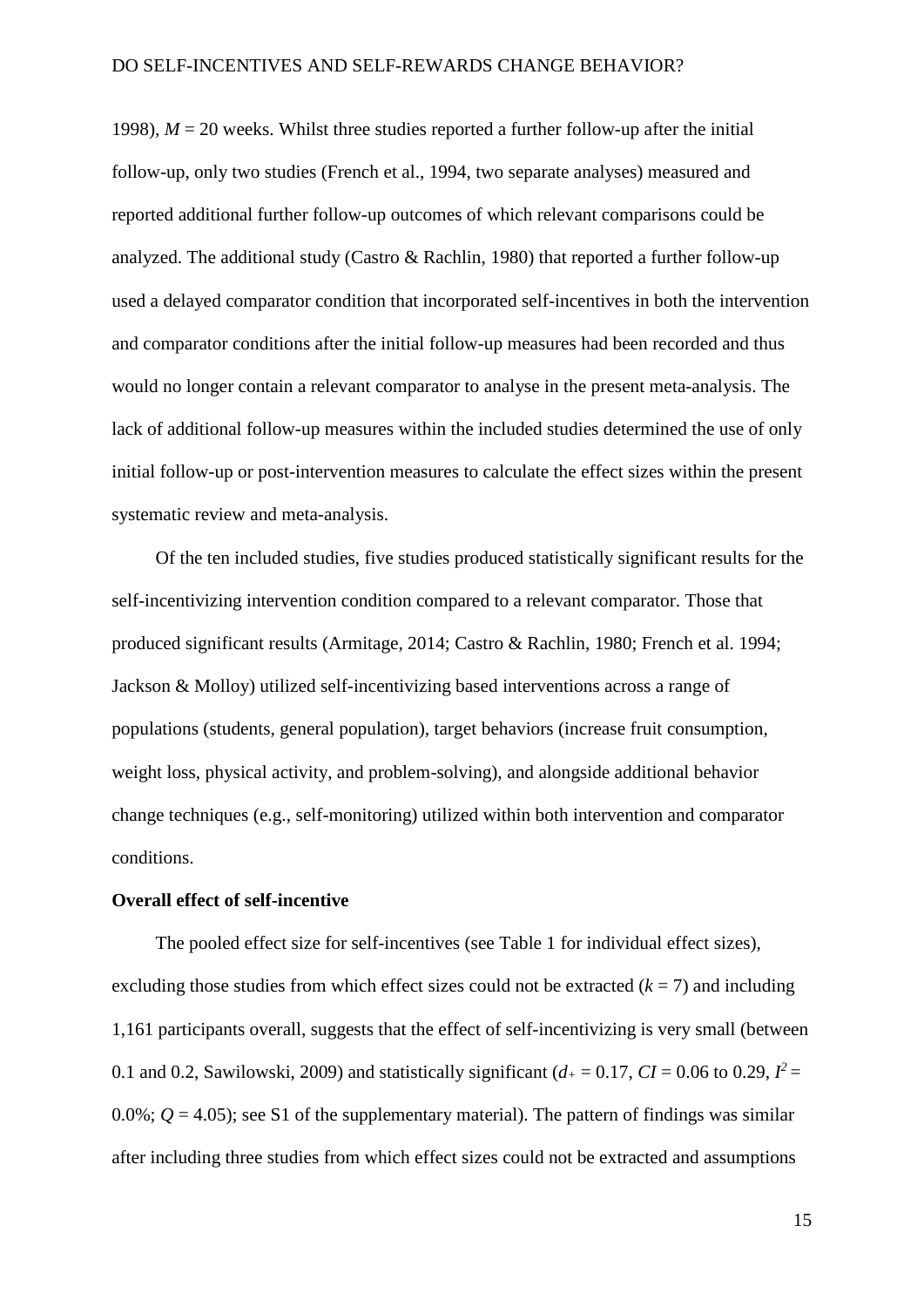1998), $M$ = 20 weeks. Whilst three studies reported a further follow-up after the initial follow-up, only two studies (French et al., 1994, two separate analyses) measured and reported additional further follow-up outcomes of which relevant comparisons could be analyzed. The additional study (Castro & Rachlin, 1980) that reported a further follow-up used a delayed comparator condition that incorporated self-incentives in both the intervention and comparator conditions after the initial follow-up measures had been recorded and thus would no longer contain a relevant comparator to analyse in the present meta-analysis. The lack of additional follow-up measures within the included studies determined the use of only initial follow-up or post-intervention measures to calculate the effect sizes within the present systematic review and meta-analysis.

Of the ten included studies, five studies produced statistically significant results for the self-incentivizing intervention condition compared to a relevant comparator. Those that produced significant results (Armitage, 2014; Castro & Rachlin, 1980; French et al. 1994; Jackson & Molloy) utilized self-incentivizing based interventions across a range of populations (students, general population), target behaviors (increase fruit consumption, weight loss, physical activity, and problem-solving), and alongside additional behavior change techniques (e.g., self-monitoring) utilized within both intervention and comparator conditions.

**Overall effect of self-incentive**

The pooled effect size for self-incentives (see Table 1 for individual effect sizes), excluding those studies from which effect sizes could not be extracted ($k$ = 7) and including 1,161 participants overall, suggests that the effect of self-incentivizing is very small (between 0.1 and 0.2, Sawilowski, 2009) and statistically significant ($d_+$ = 0.17, $CI$ = 0.06 to 0.29, $I^2$ = 0.0%; $Q$ = 4.05); see S1 of the supplementary material). The pattern of findings was similar after including three studies from which effect sizes could not be extracted and assumptions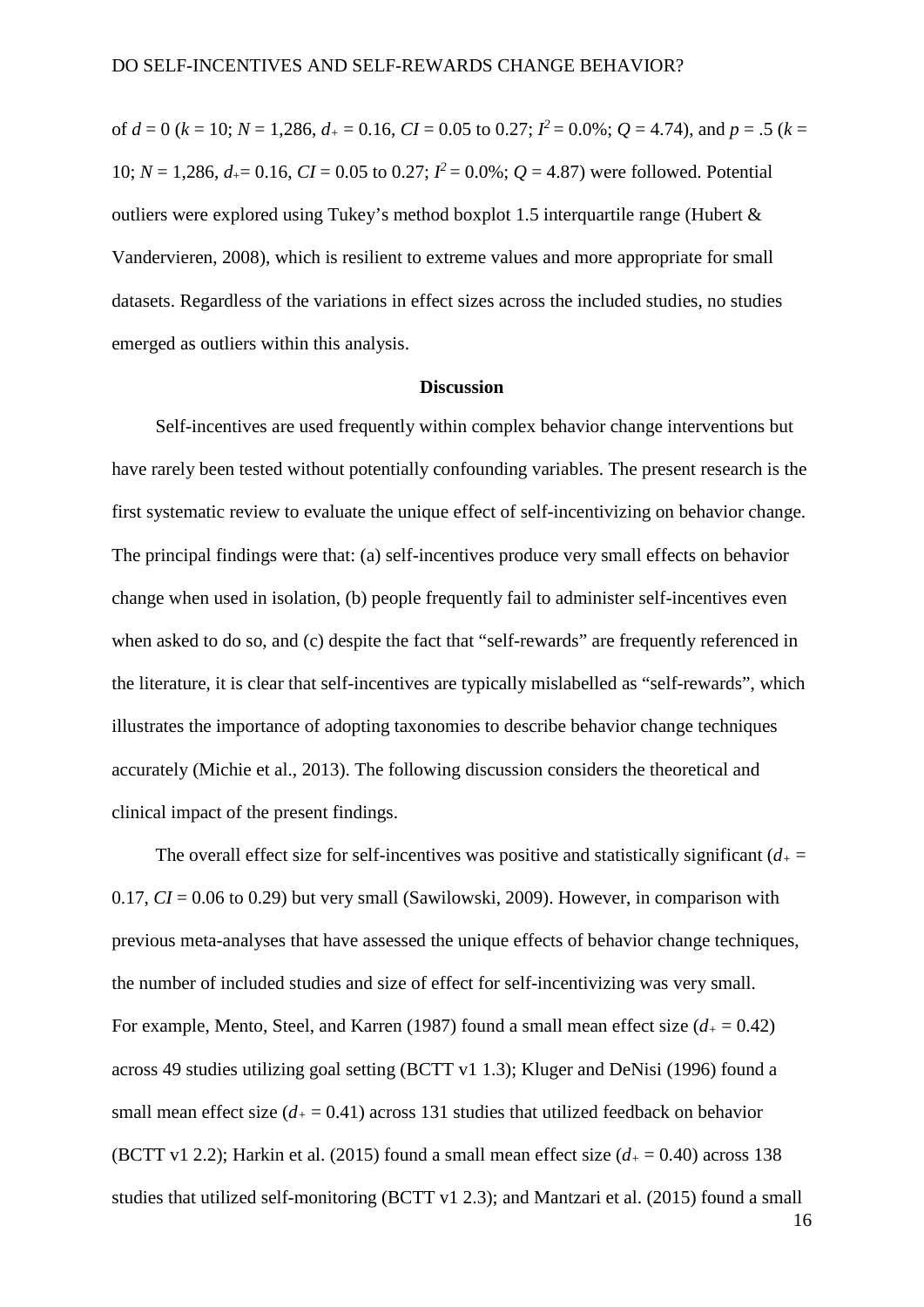of $d = 0$ ($k = 10$; $N = 1{,}286$, $d_+ = 0.16$, $CI = 0.05$ to $0.27$; $I^2 = 0.0\%$; $Q = 4.74$), and $p = .5$ ($k = 10$; $N = 1{,}286$, $d_+ = 0.16$, $CI = 0.05$ to $0.27$; $I^2 = 0.0\%$; $Q = 4.87$) were followed. Potential outliers were explored using Tukey's method boxplot 1.5 interquartile range (Hubert & Vandervieren, 2008), which is resilient to extreme values and more appropriate for small datasets. Regardless of the variations in effect sizes across the included studies, no studies emerged as outliers within this analysis.

## Discussion

Self-incentives are used frequently within complex behavior change interventions but have rarely been tested without potentially confounding variables. The present research is the first systematic review to evaluate the unique effect of self-incentivizing on behavior change. The principal findings were that: (a) self-incentives produce very small effects on behavior change when used in isolation, (b) people frequently fail to administer self-incentives even when asked to do so, and (c) despite the fact that "self-rewards" are frequently referenced in the literature, it is clear that self-incentives are typically mislabelled as "self-rewards", which illustrates the importance of adopting taxonomies to describe behavior change techniques accurately (Michie et al., 2013). The following discussion considers the theoretical and clinical impact of the present findings.

The overall effect size for self-incentives was positive and statistically significant ($d_+ = 0.17$, $CI = 0.06$ to $0.29$) but very small (Sawilowski, 2009). However, in comparison with previous meta-analyses that have assessed the unique effects of behavior change techniques, the number of included studies and size of effect for self-incentivizing was very small. For example, Mento, Steel, and Karren (1987) found a small mean effect size ($d_+ = 0.42$) across 49 studies utilizing goal setting (BCTT v1 1.3); Kluger and DeNisi (1996) found a small mean effect size ($d_+ = 0.41$) across 131 studies that utilized feedback on behavior (BCTT v1 2.2); Harkin et al. (2015) found a small mean effect size ($d_+ = 0.40$) across 138 studies that utilized self-monitoring (BCTT v1 2.3); and Mantzari et al. (2015) found a small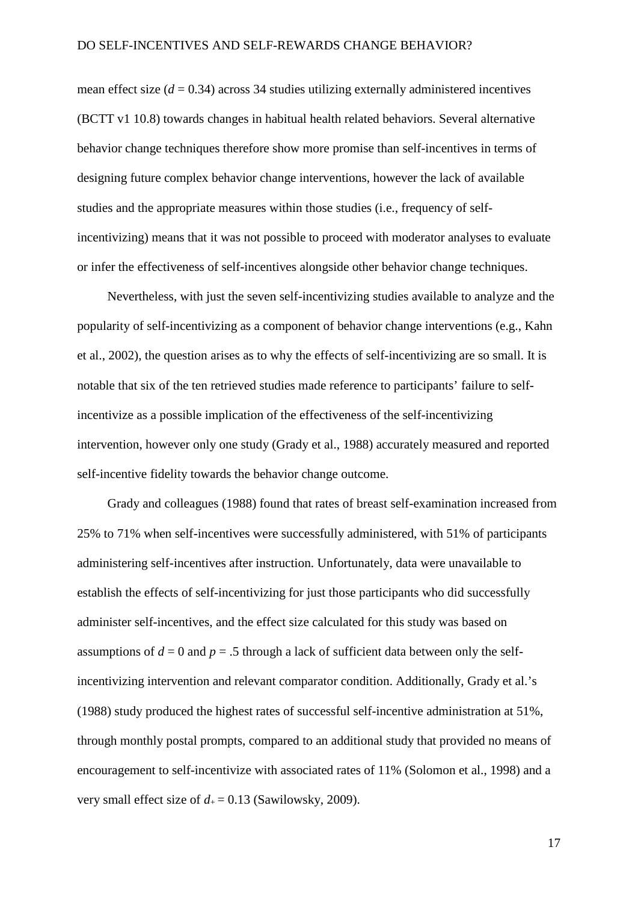mean effect size ($d = 0.34$) across 34 studies utilizing externally administered incentives (BCTT v1 10.8) towards changes in habitual health related behaviors. Several alternative behavior change techniques therefore show more promise than self-incentives in terms of designing future complex behavior change interventions, however the lack of available studies and the appropriate measures within those studies (i.e., frequency of self-incentivizing) means that it was not possible to proceed with moderator analyses to evaluate or infer the effectiveness of self-incentives alongside other behavior change techniques.

Nevertheless, with just the seven self-incentivizing studies available to analyze and the popularity of self-incentivizing as a component of behavior change interventions (e.g., Kahn et al., 2002), the question arises as to why the effects of self-incentivizing are so small. It is notable that six of the ten retrieved studies made reference to participants' failure to self-incentivize as a possible implication of the effectiveness of the self-incentivizing intervention, however only one study (Grady et al., 1988) accurately measured and reported self-incentive fidelity towards the behavior change outcome.

Grady and colleagues (1988) found that rates of breast self-examination increased from 25% to 71% when self-incentives were successfully administered, with 51% of participants administering self-incentives after instruction. Unfortunately, data were unavailable to establish the effects of self-incentivizing for just those participants who did successfully administer self-incentives, and the effect size calculated for this study was based on assumptions of $d = 0$ and $p = .5$ through a lack of sufficient data between only the self-incentivizing intervention and relevant comparator condition. Additionally, Grady et al.'s (1988) study produced the highest rates of successful self-incentive administration at 51%, through monthly postal prompts, compared to an additional study that provided no means of encouragement to self-incentivize with associated rates of 11% (Solomon et al., 1998) and a very small effect size of $d_+ = 0.13$ (Sawilowsky, 2009).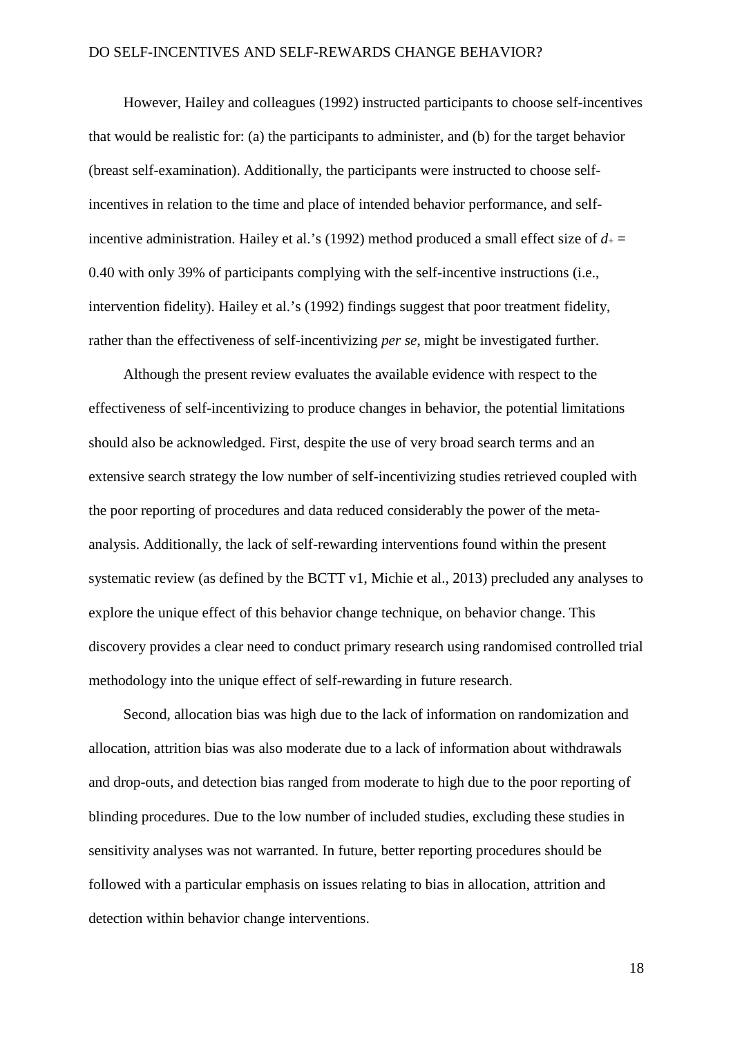However, Hailey and colleagues (1992) instructed participants to choose self-incentives that would be realistic for: (a) the participants to administer, and (b) for the target behavior (breast self-examination). Additionally, the participants were instructed to choose self-incentives in relation to the time and place of intended behavior performance, and self-incentive administration. Hailey et al.'s (1992) method produced a small effect size of $d_+ =$ 0.40 with only 39% of participants complying with the self-incentive instructions (i.e., intervention fidelity). Hailey et al.'s (1992) findings suggest that poor treatment fidelity, rather than the effectiveness of self-incentivizing *per se*, might be investigated further.

Although the present review evaluates the available evidence with respect to the effectiveness of self-incentivizing to produce changes in behavior, the potential limitations should also be acknowledged. First, despite the use of very broad search terms and an extensive search strategy the low number of self-incentivizing studies retrieved coupled with the poor reporting of procedures and data reduced considerably the power of the meta-analysis. Additionally, the lack of self-rewarding interventions found within the present systematic review (as defined by the BCTT v1, Michie et al., 2013) precluded any analyses to explore the unique effect of this behavior change technique, on behavior change. This discovery provides a clear need to conduct primary research using randomised controlled trial methodology into the unique effect of self-rewarding in future research.

Second, allocation bias was high due to the lack of information on randomization and allocation, attrition bias was also moderate due to a lack of information about withdrawals and drop-outs, and detection bias ranged from moderate to high due to the poor reporting of blinding procedures. Due to the low number of included studies, excluding these studies in sensitivity analyses was not warranted. In future, better reporting procedures should be followed with a particular emphasis on issues relating to bias in allocation, attrition and detection within behavior change interventions.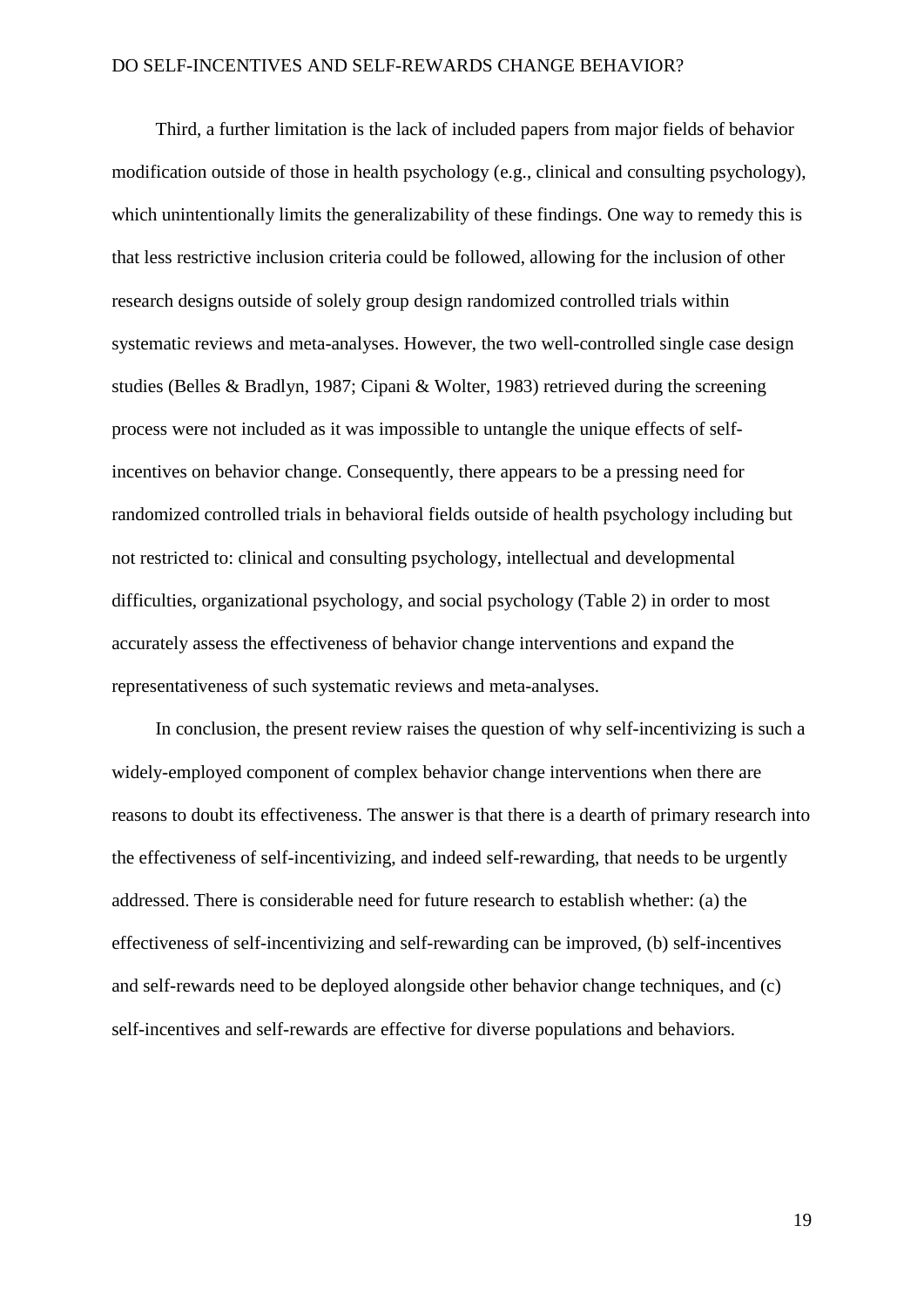Third, a further limitation is the lack of included papers from major fields of behavior modification outside of those in health psychology (e.g., clinical and consulting psychology), which unintentionally limits the generalizability of these findings. One way to remedy this is that less restrictive inclusion criteria could be followed, allowing for the inclusion of other research designs outside of solely group design randomized controlled trials within systematic reviews and meta-analyses. However, the two well-controlled single case design studies (Belles & Bradlyn, 1987; Cipani & Wolter, 1983) retrieved during the screening process were not included as it was impossible to untangle the unique effects of self-incentives on behavior change. Consequently, there appears to be a pressing need for randomized controlled trials in behavioral fields outside of health psychology including but not restricted to: clinical and consulting psychology, intellectual and developmental difficulties, organizational psychology, and social psychology (Table 2) in order to most accurately assess the effectiveness of behavior change interventions and expand the representativeness of such systematic reviews and meta-analyses.

In conclusion, the present review raises the question of why self-incentivizing is such a widely-employed component of complex behavior change interventions when there are reasons to doubt its effectiveness. The answer is that there is a dearth of primary research into the effectiveness of self-incentivizing, and indeed self-rewarding, that needs to be urgently addressed. There is considerable need for future research to establish whether: (a) the effectiveness of self-incentivizing and self-rewarding can be improved, (b) self-incentives and self-rewards need to be deployed alongside other behavior change techniques, and (c) self-incentives and self-rewards are effective for diverse populations and behaviors.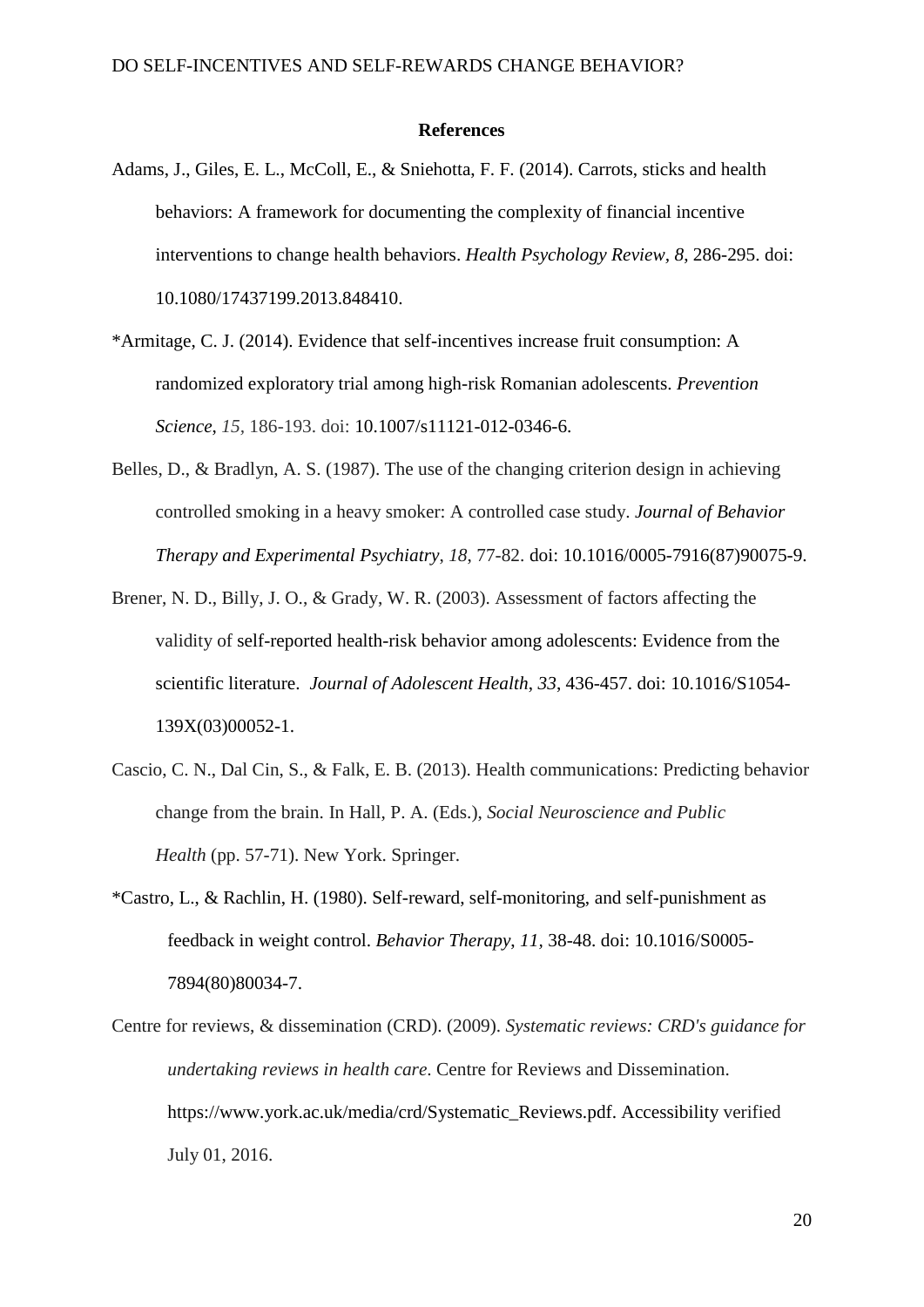## References

Adams, J., Giles, E. L., McColl, E., & Sniehotta, F. F. (2014). Carrots, sticks and health behaviors: A framework for documenting the complexity of financial incentive interventions to change health behaviors. *Health Psychology Review, 8*, 286-295. doi: 10.1080/17437199.2013.848410.

*Armitage, C. J. (2014). Evidence that self-incentives increase fruit consumption: A randomized exploratory trial among high-risk Romanian adolescents. *Prevention Science*, *15,* 186-193. doi: 10.1007/s11121-012-0346-6.

Belles, D., & Bradlyn, A. S. (1987). The use of the changing criterion design in achieving controlled smoking in a heavy smoker: A controlled case study. *Journal of Behavior Therapy and Experimental Psychiatry, 18*, 77-82. doi: 10.1016/0005-7916(87)90075-9.

Brener, N. D., Billy, J. O., & Grady, W. R. (2003). Assessment of factors affecting the validity of self-reported health-risk behavior among adolescents: Evidence from the scientific literature. *Journal of Adolescent Health*, *33*, 436-457. doi: 10.1016/S1054-139X(03)00052-1.

Cascio, C. N., Dal Cin, S., & Falk, E. B. (2013). Health communications: Predicting behavior change from the brain. In Hall, P. A. (Eds.), *Social Neuroscience and Public Health* (pp. 57-71). New York. Springer.

*Castro, L., & Rachlin, H. (1980). Self-reward, self-monitoring, and self-punishment as feedback in weight control. *Behavior Therapy*, *11,* 38-48. doi: 10.1016/S0005-7894(80)80034-7.

Centre for reviews, & dissemination (CRD). (2009). *Systematic reviews: CRD's guidance for undertaking reviews in health care*. Centre for Reviews and Dissemination. https://www.york.ac.uk/media/crd/Systematic_Reviews.pdf. Accessibility verified July 01, 2016.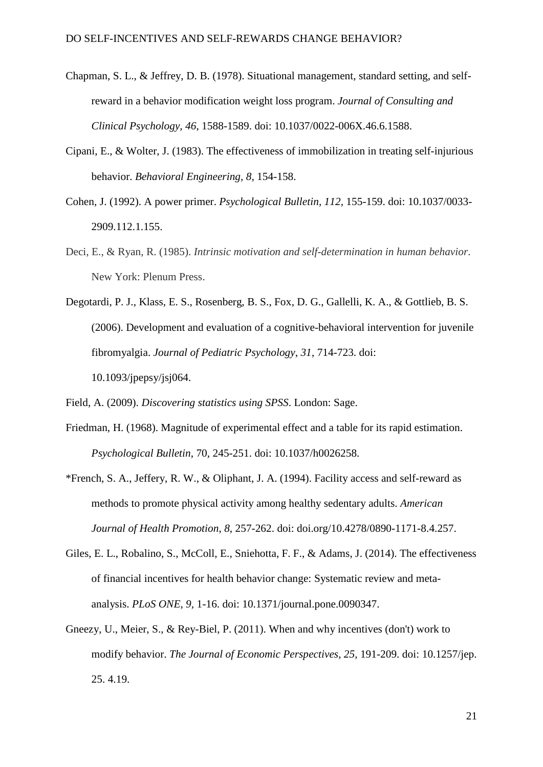Chapman, S. L., & Jeffrey, D. B. (1978). Situational management, standard setting, and self-reward in a behavior modification weight loss program. *Journal of Consulting and Clinical Psychology, 46*, 1588-1589. doi: 10.1037/0022-006X.46.6.1588.

Cipani, E., & Wolter, J. (1983). The effectiveness of immobilization in treating self-injurious behavior. *Behavioral Engineering, 8*, 154-158.

Cohen, J. (1992). A power primer. *Psychological Bulletin*, *112*, 155-159. doi: 10.1037/0033-2909.112.1.155.

Deci, E., & Ryan, R. (1985). *Intrinsic motivation and self-determination in human behavior*. New York: Plenum Press.

Degotardi, P. J., Klass, E. S., Rosenberg, B. S., Fox, D. G., Gallelli, K. A., & Gottlieb, B. S. (2006). Development and evaluation of a cognitive-behavioral intervention for juvenile fibromyalgia. *Journal of Pediatric Psychology*, *31*, 714-723. doi: 10.1093/jpepsy/jsj064.

Field, A. (2009). *Discovering statistics using SPSS*. London: Sage.

Friedman, H. (1968). Magnitude of experimental effect and a table for its rapid estimation. *Psychological Bulletin*, 70, 245-251. doi: 10.1037/h0026258.

*French, S. A., Jeffery, R. W., & Oliphant, J. A. (1994). Facility access and self-reward as methods to promote physical activity among healthy sedentary adults. *American Journal of Health Promotion*, *8*, 257-262. doi: doi.org/10.4278/0890-1171-8.4.257.

Giles, E. L., Robalino, S., McColl, E., Sniehotta, F. F., & Adams, J. (2014). The effectiveness of financial incentives for health behavior change: Systematic review and meta-analysis. *PLoS ONE*, *9*, 1-16. doi: 10.1371/journal.pone.0090347.

Gneezy, U., Meier, S., & Rey-Biel, P. (2011). When and why incentives (don't) work to modify behavior. *The Journal of Economic Perspectives*, *25*, 191-209. doi: 10.1257/jep. 25. 4.19.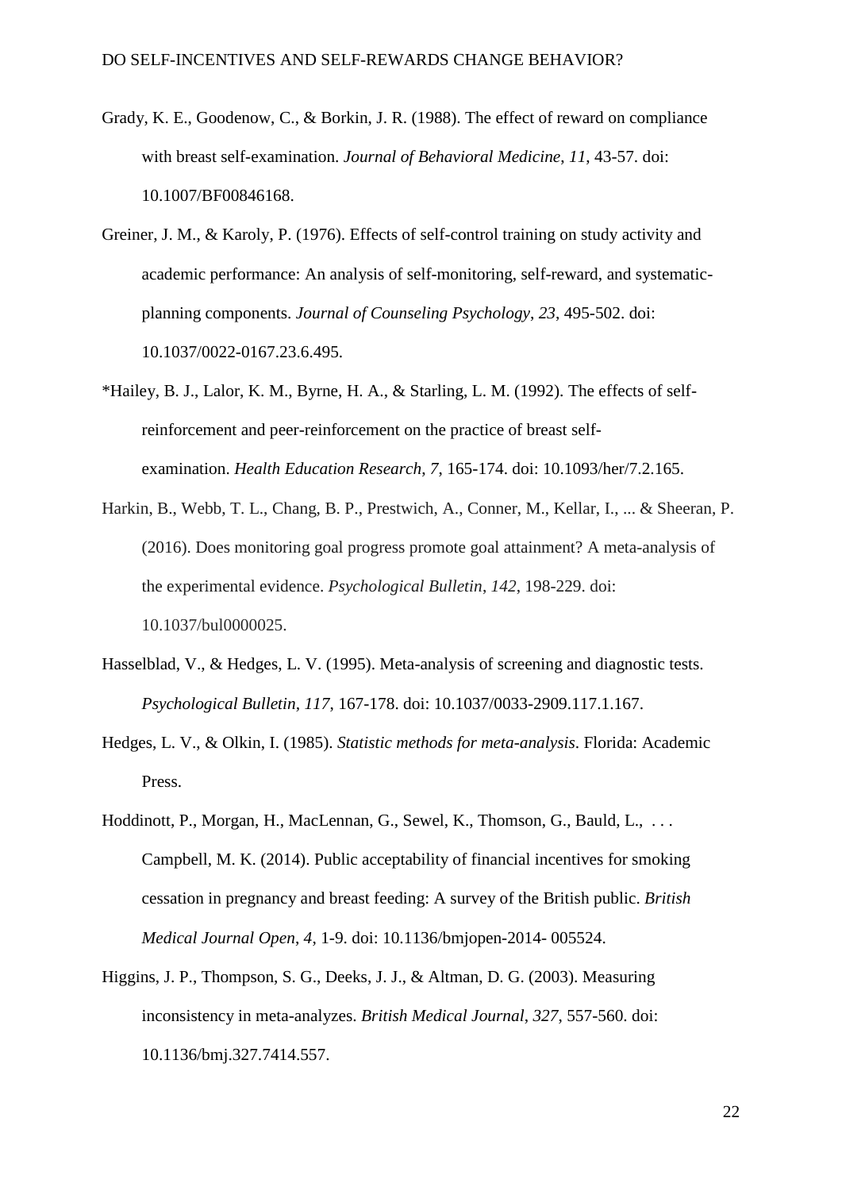Grady, K. E., Goodenow, C., & Borkin, J. R. (1988). The effect of reward on compliance with breast self-examination. *Journal of Behavioral Medicine*, *11*, 43-57. doi: 10.1007/BF00846168.

Greiner, J. M., & Karoly, P. (1976). Effects of self-control training on study activity and academic performance: An analysis of self-monitoring, self-reward, and systematic-planning components. *Journal of Counseling Psychology*, *23*, 495-502. doi: 10.1037/0022-0167.23.6.495.

*Hailey, B. J., Lalor, K. M., Byrne, H. A., & Starling, L. M. (1992). The effects of self-reinforcement and peer-reinforcement on the practice of breast self-examination. *Health Education Research*, *7*, 165-174. doi: 10.1093/her/7.2.165.

Harkin, B., Webb, T. L., Chang, B. P., Prestwich, A., Conner, M., Kellar, I., ... & Sheeran, P. (2016). Does monitoring goal progress promote goal attainment? A meta-analysis of the experimental evidence. *Psychological Bulletin*, *142*, 198-229. doi: 10.1037/bul0000025.

Hasselblad, V., & Hedges, L. V. (1995). Meta-analysis of screening and diagnostic tests. *Psychological Bulletin, 117*, 167-178. doi: 10.1037/0033-2909.117.1.167.

Hedges, L. V., & Olkin, I. (1985). *Statistic methods for meta-analysis*. Florida: Academic Press.

Hoddinott, P., Morgan, H., MacLennan, G., Sewel, K., Thomson, G., Bauld, L., . . . Campbell, M. K. (2014). Public acceptability of financial incentives for smoking cessation in pregnancy and breast feeding: A survey of the British public. *British Medical Journal Open*, *4*, 1-9. doi: 10.1136/bmjopen-2014- 005524.

Higgins, J. P., Thompson, S. G., Deeks, J. J., & Altman, D. G. (2003). Measuring inconsistency in meta-analyzes. *British Medical Journal*, *327*, 557-560. doi: 10.1136/bmj.327.7414.557.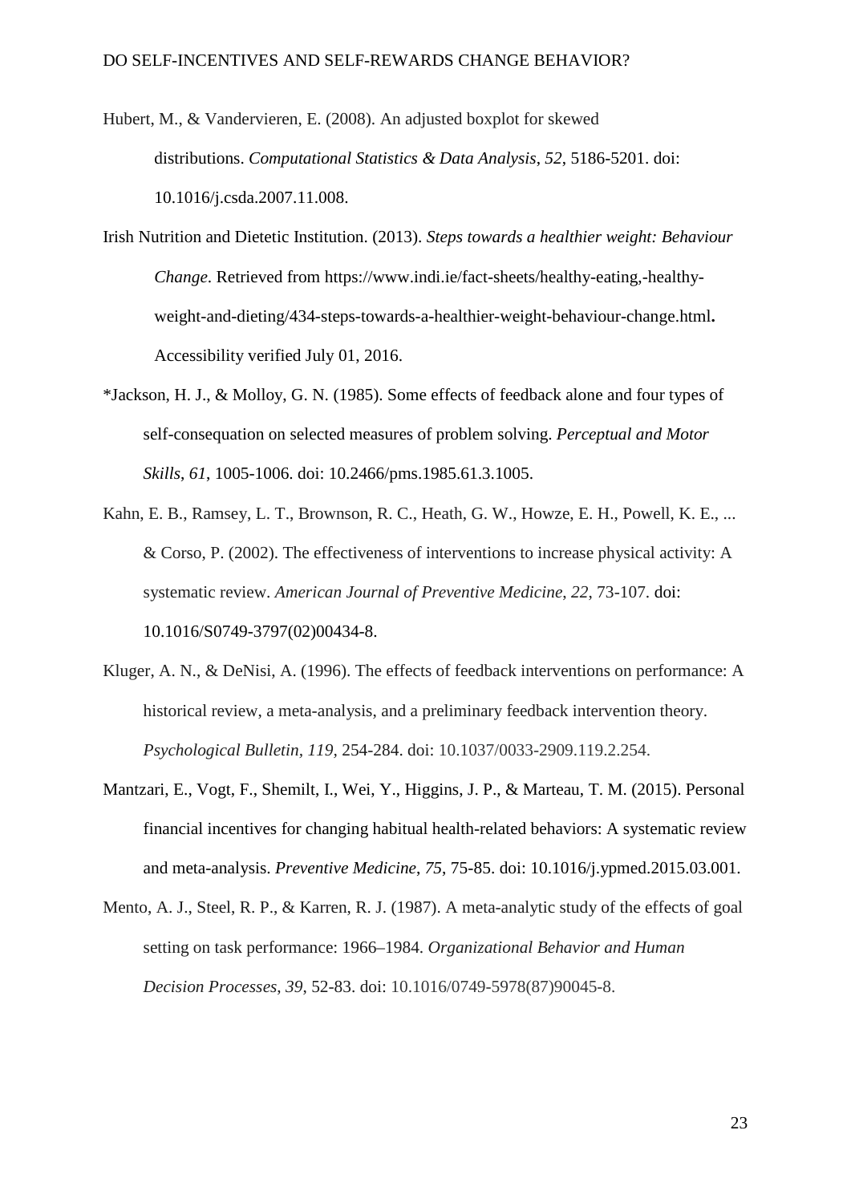Hubert, M., & Vandervieren, E. (2008). An adjusted boxplot for skewed distributions. *Computational Statistics & Data Analysis*, *52*, 5186-5201. doi: 10.1016/j.csda.2007.11.008.

Irish Nutrition and Dietetic Institution. (2013). *Steps towards a healthier weight: Behaviour Change*. Retrieved from https://www.indi.ie/fact-sheets/healthy-eating,-healthy-weight-and-dieting/434-steps-towards-a-healthier-weight-behaviour-change.html**.** Accessibility verified July 01, 2016.

*Jackson, H. J., & Molloy, G. N. (1985). Some effects of feedback alone and four types of self-consequation on selected measures of problem solving. *Perceptual and Motor Skills*, *61*, 1005-1006. doi: 10.2466/pms.1985.61.3.1005.

Kahn, E. B., Ramsey, L. T., Brownson, R. C., Heath, G. W., Howze, E. H., Powell, K. E., ... & Corso, P. (2002). The effectiveness of interventions to increase physical activity: A systematic review. *American Journal of Preventive Medicine*, *22*, 73-107. doi: 10.1016/S0749-3797(02)00434-8.

Kluger, A. N., & DeNisi, A. (1996). The effects of feedback interventions on performance: A historical review, a meta-analysis, and a preliminary feedback intervention theory. *Psychological Bulletin*, *119*, 254-284. doi: 10.1037/0033-2909.119.2.254.

Mantzari, E., Vogt, F., Shemilt, I., Wei, Y., Higgins, J. P., & Marteau, T. M. (2015). Personal financial incentives for changing habitual health-related behaviors: A systematic review and meta-analysis. *Preventive Medicine*, *75*, 75-85. doi: 10.1016/j.ypmed.2015.03.001.

Mento, A. J., Steel, R. P., & Karren, R. J. (1987). A meta-analytic study of the effects of goal setting on task performance: 1966–1984. *Organizational Behavior and Human Decision Processes*, *39*, 52-83. doi: 10.1016/0749-5978(87)90045-8.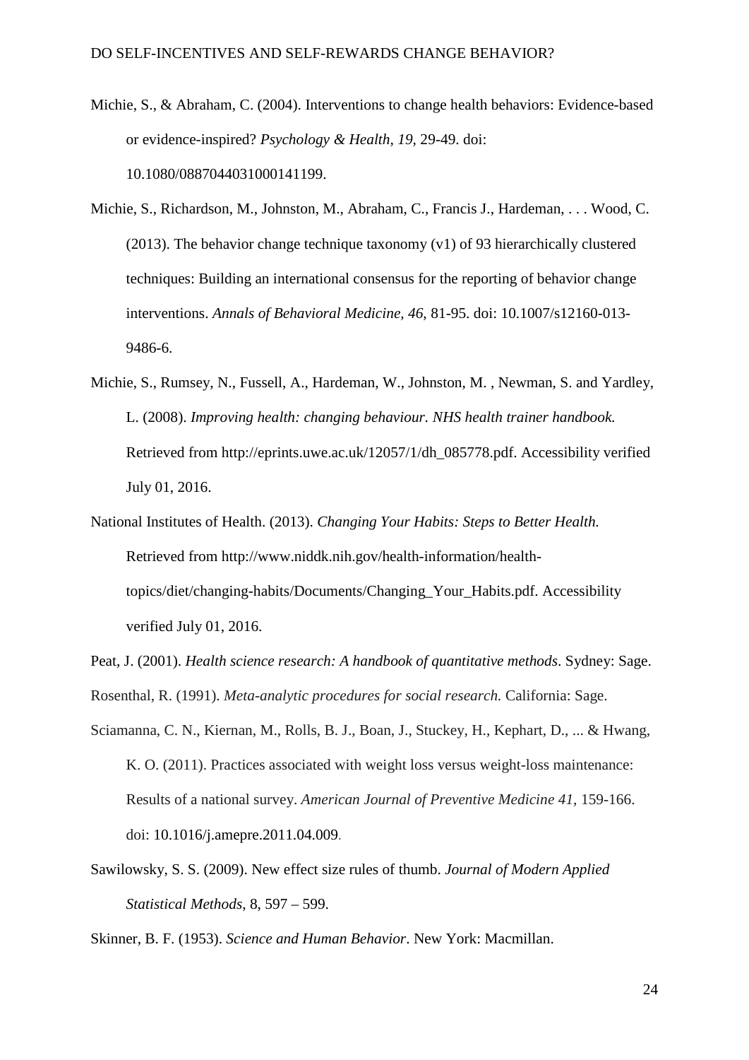Michie, S., & Abraham, C. (2004). Interventions to change health behaviors: Evidence-based or evidence-inspired? *Psychology & Health, 19*, 29-49. doi: 10.1080/0887044031000141199.

Michie, S., Richardson, M., Johnston, M., Abraham, C., Francis J., Hardeman, . . . Wood, C. (2013). The behavior change technique taxonomy (v1) of 93 hierarchically clustered techniques: Building an international consensus for the reporting of behavior change interventions. *Annals of Behavioral Medicine, 46*, 81-95. doi: 10.1007/s12160-013-9486-6.

Michie, S., Rumsey, N., Fussell, A., Hardeman, W., Johnston, M. , Newman, S. and Yardley, L. (2008). *Improving health: changing behaviour. NHS health trainer handbook.* Retrieved from http://eprints.uwe.ac.uk/12057/1/dh_085778.pdf. Accessibility verified July 01, 2016.

National Institutes of Health. (2013). *Changing Your Habits: Steps to Better Health.* Retrieved from http://www.niddk.nih.gov/health-information/health-topics/diet/changing-habits/Documents/Changing_Your_Habits.pdf. Accessibility verified July 01, 2016.

Peat, J. (2001). *Health science research: A handbook of quantitative methods*. Sydney: Sage.

Rosenthal, R. (1991). *Meta-analytic procedures for social research.* California: Sage.

Sciamanna, C. N., Kiernan, M., Rolls, B. J., Boan, J., Stuckey, H., Kephart, D., ... & Hwang, K. O. (2011). Practices associated with weight loss versus weight-loss maintenance: Results of a national survey. *American Journal of Preventive Medicine 41*, 159-166. doi: 10.1016/j.amepre.2011.04.009.

Sawilowsky, S. S. (2009). New effect size rules of thumb. *Journal of Modern Applied Statistical Methods*, 8, 597 – 599.

Skinner, B. F. (1953). *Science and Human Behavior*. New York: Macmillan.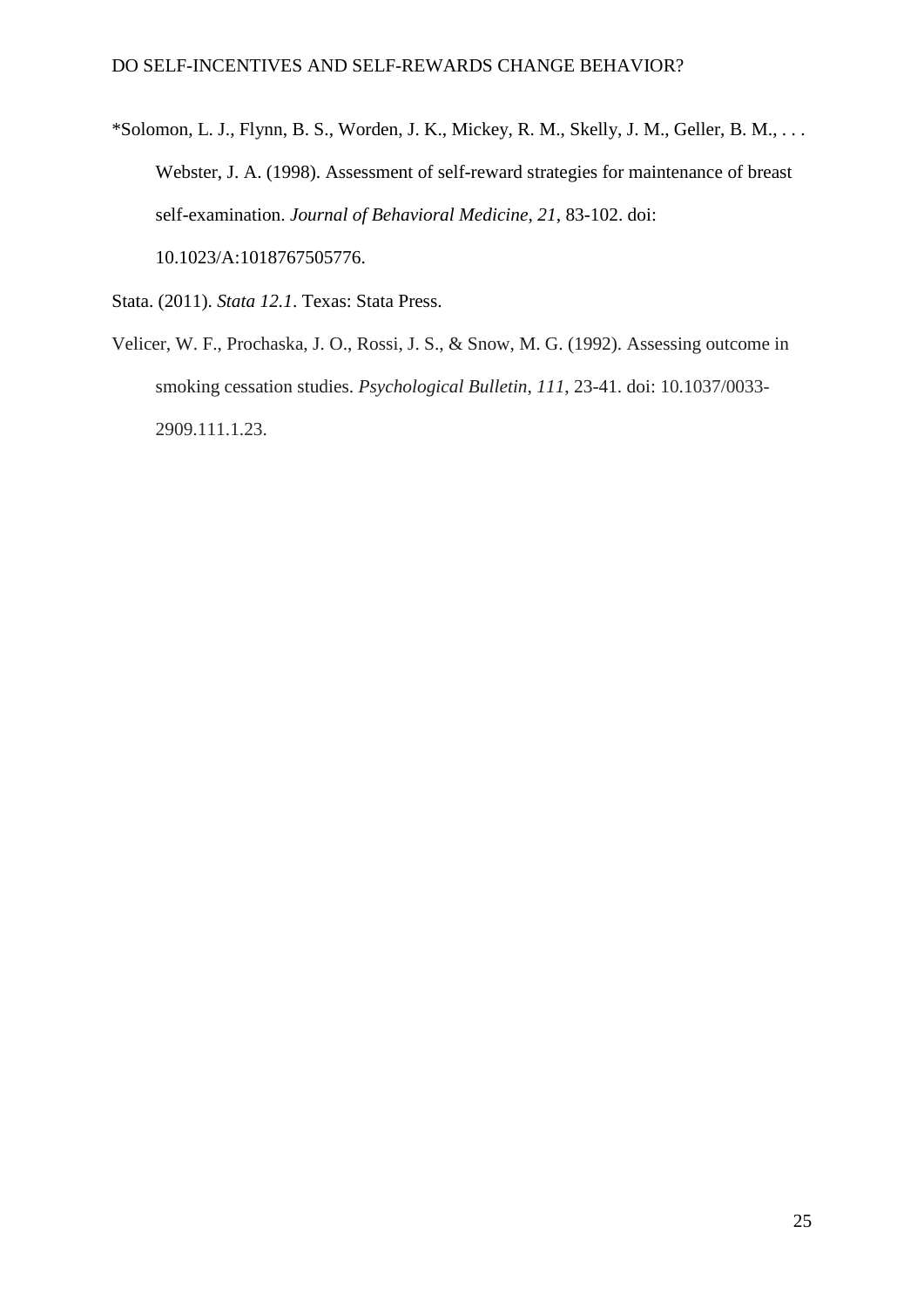*Solomon, L. J., Flynn, B. S., Worden, J. K., Mickey, R. M., Skelly, J. M., Geller, B. M., . . . Webster, J. A. (1998). Assessment of self-reward strategies for maintenance of breast self-examination. *Journal of Behavioral Medicine*, *21*, 83-102. doi: 10.1023/A:1018767505776.

Stata. (2011). *Stata 12.1*. Texas: Stata Press.

Velicer, W. F., Prochaska, J. O., Rossi, J. S., & Snow, M. G. (1992). Assessing outcome in smoking cessation studies. *Psychological Bulletin*, *111*, 23-41. doi: 10.1037/0033-2909.111.1.23.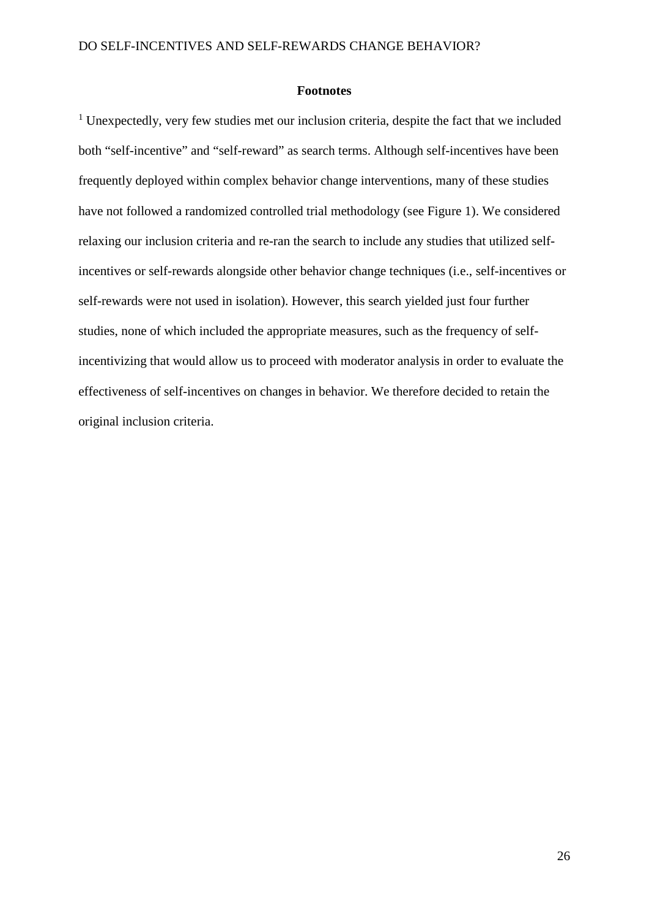## Footnotes

[1] Unexpectedly, very few studies met our inclusion criteria, despite the fact that we included both "self-incentive" and "self-reward" as search terms. Although self-incentives have been frequently deployed within complex behavior change interventions, many of these studies have not followed a randomized controlled trial methodology (see Figure 1). We considered relaxing our inclusion criteria and re-ran the search to include any studies that utilized self-incentives or self-rewards alongside other behavior change techniques (i.e., self-incentives or self-rewards were not used in isolation). However, this search yielded just four further studies, none of which included the appropriate measures, such as the frequency of self-incentivizing that would allow us to proceed with moderator analysis in order to evaluate the effectiveness of self-incentives on changes in behavior. We therefore decided to retain the original inclusion criteria.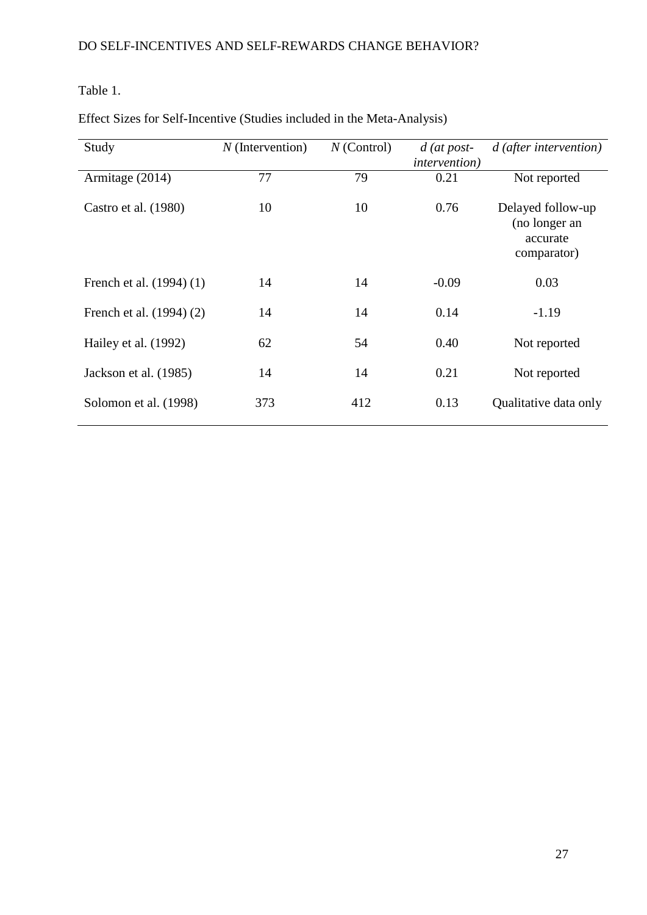Table 1.

Effect Sizes for Self-Incentive (Studies included in the Meta-Analysis)

| Study | *N* (Intervention) | *N* (Control) | *d (at post-intervention)* | *d (after intervention)* |
|---|---|---|---|---|
| Armitage (2014) | 77 | 79 | 0.21 | Not reported |
| Castro et al. (1980) | 10 | 10 | 0.76 | Delayed follow-up (no longer an accurate comparator) |
| French et al. (1994) (1) | 14 | 14 | -0.09 | 0.03 |
| French et al. (1994) (2) | 14 | 14 | 0.14 | -1.19 |
| Hailey et al. (1992) | 62 | 54 | 0.40 | Not reported |
| Jackson et al. (1985) | 14 | 14 | 0.21 | Not reported |
| Solomon et al. (1998) | 373 | 412 | 0.13 | Qualitative data only |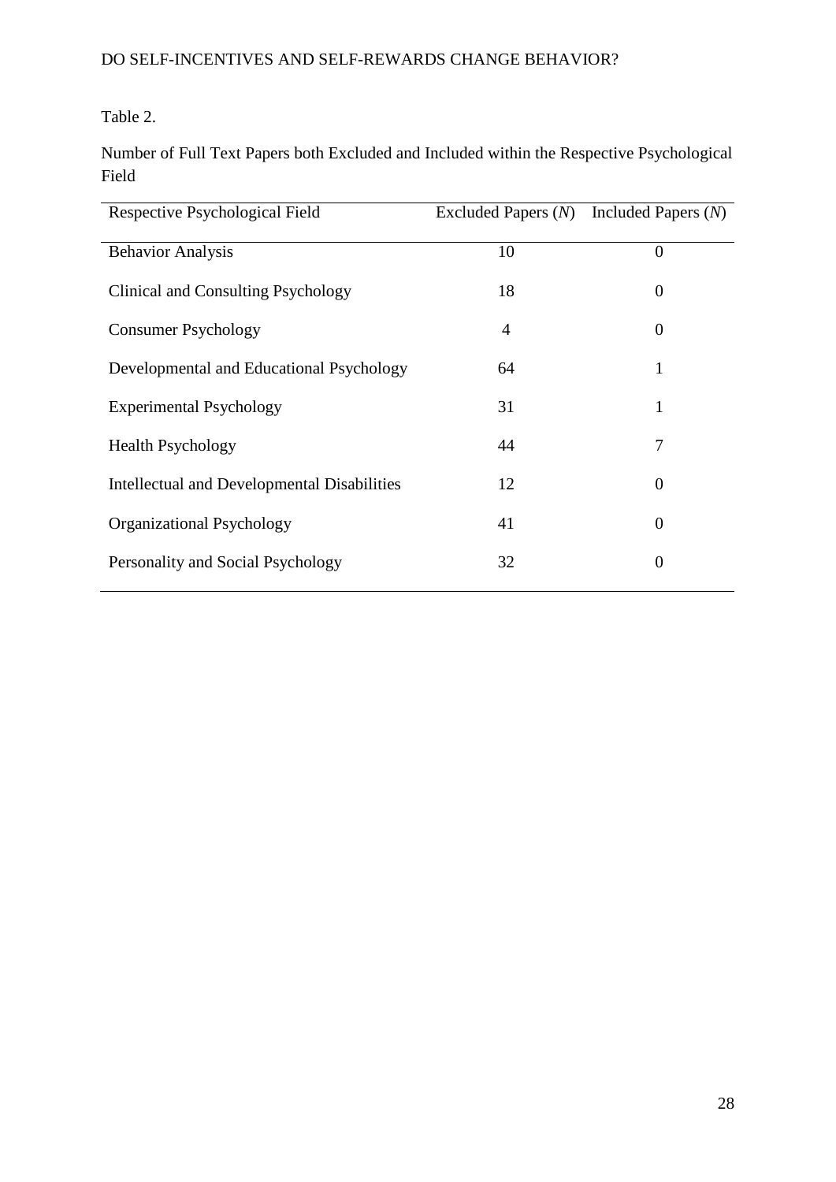Table 2.

Number of Full Text Papers both Excluded and Included within the Respective Psychological Field

| Respective Psychological Field | Excluded Papers (*N*) | Included Papers (*N*) |
| --- | --- | --- |
| Behavior Analysis | 10 | 0 |
| Clinical and Consulting Psychology | 18 | 0 |
| Consumer Psychology | 4 | 0 |
| Developmental and Educational Psychology | 64 | 1 |
| Experimental Psychology | 31 | 1 |
| Health Psychology | 44 | 7 |
| Intellectual and Developmental Disabilities | 12 | 0 |
| Organizational Psychology | 41 | 0 |
| Personality and Social Psychology | 32 | 0 |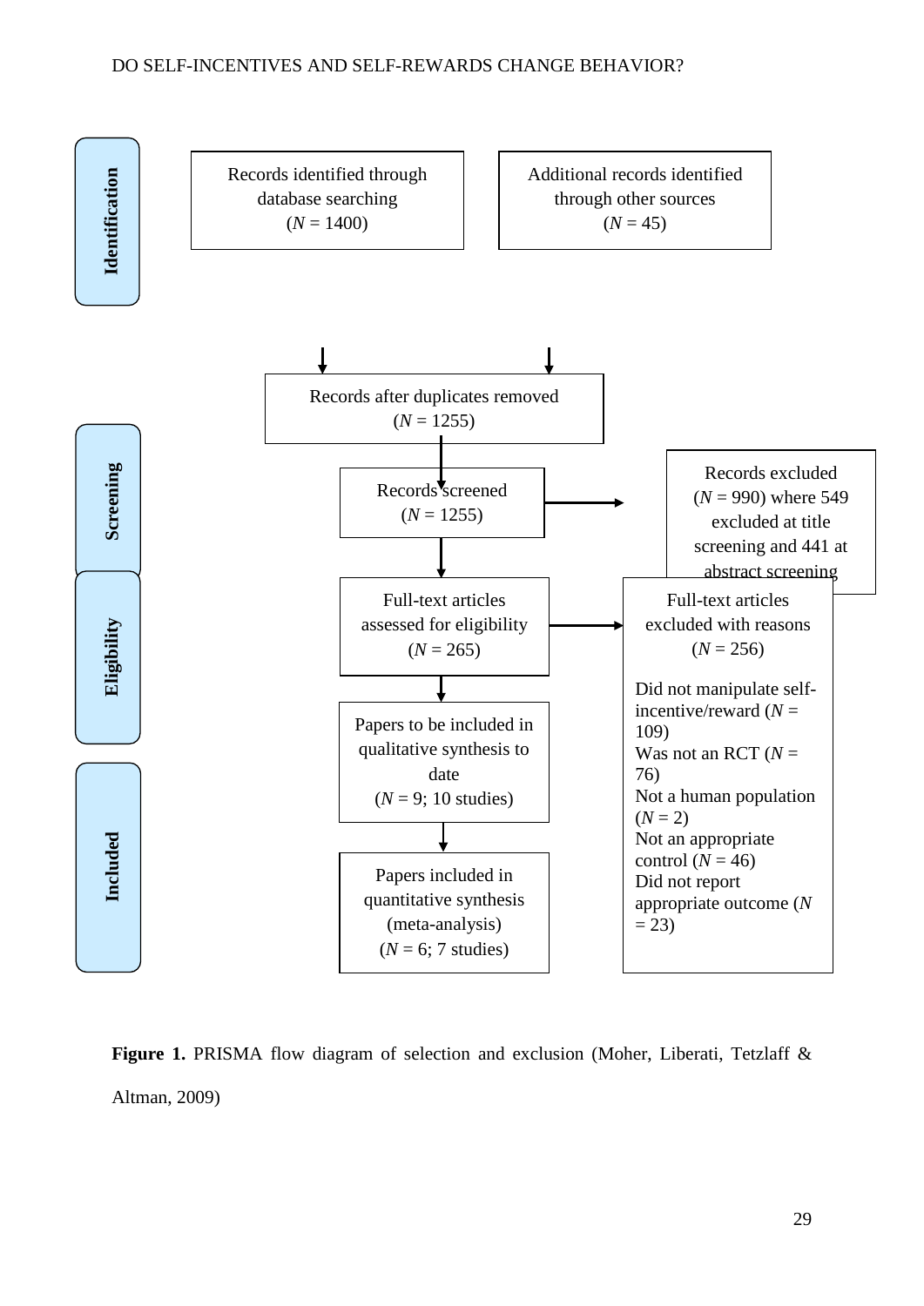Identification

Records identified through database searching
($N$ = 1400)

Additional records identified through other sources
($N$ = 45)

Screening

Records after duplicates removed
($N$ = 1255)

Records screened
($N$ = 1255)

Records excluded
($N$ = 990) where 549 excluded at title screening and 441 at abstract screening

Eligibility

Full-text articles assessed for eligibility
($N$ = 265)

Full-text articles excluded with reasons
($N$ = 256)

Did not manipulate self-incentive/reward ($N$ = 109)
Was not an RCT ($N$ = 76)
Not a human population ($N$ = 2)
Not an appropriate control ($N$ = 46)
Did not report appropriate outcome ($N$ = 23)

Included

Papers to be included in qualitative synthesis to date
($N$ = 9; 10 studies)

Papers included in quantitative synthesis (meta-analysis)
($N$ = 6; 7 studies)

**Figure 1.** PRISMA flow diagram of selection and exclusion (Moher, Liberati, Tetzlaff & Altman, 2009)